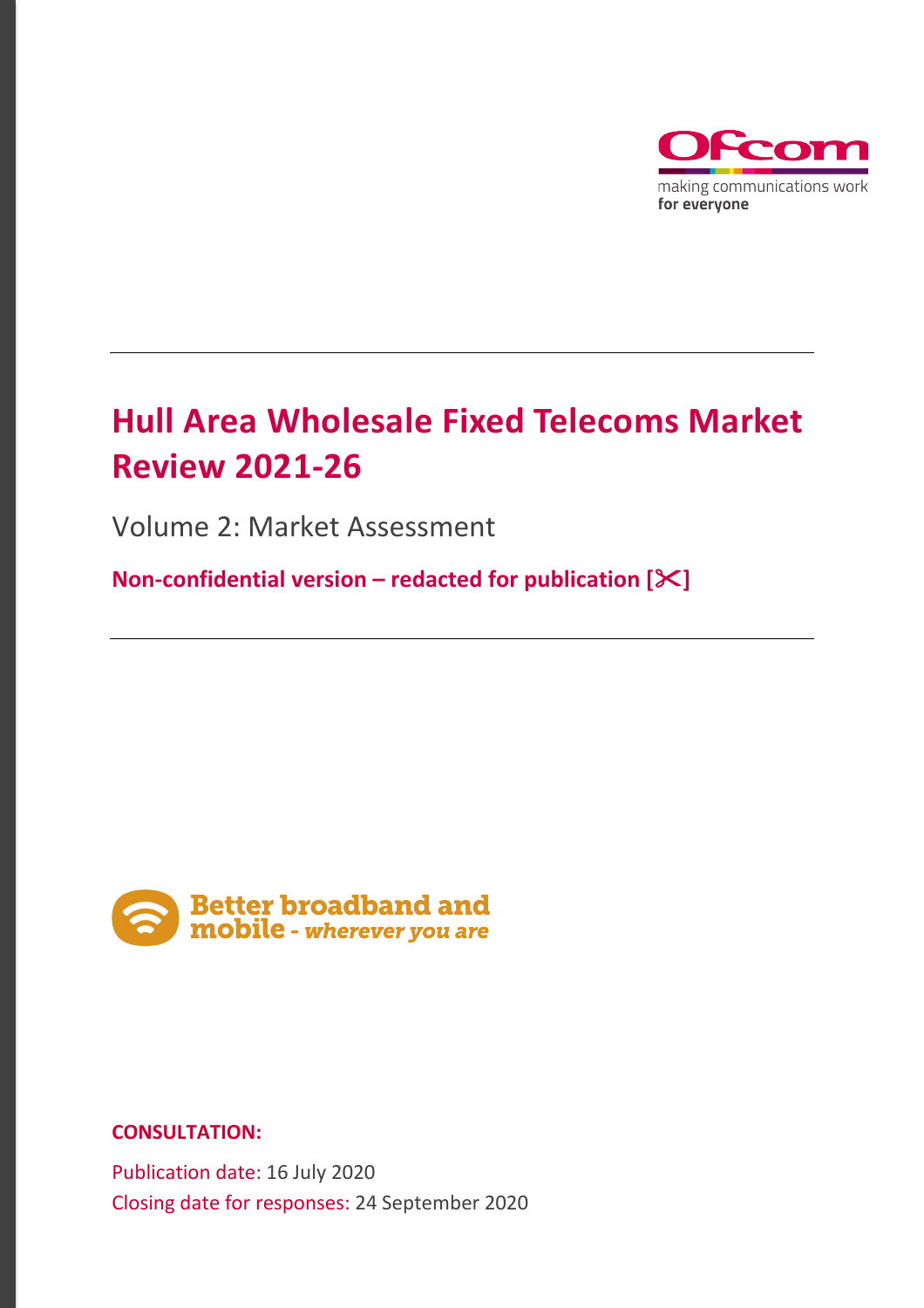# Hull Area Wholesale Fixed Telecoms Market Review 2021-26

Volume 2: Market Assessment

**Non-confidential version – redacted for publication [✂]**

**CONSULTATION:**

Publication date: 16 July 2020

Closing date for responses: 24 September 2020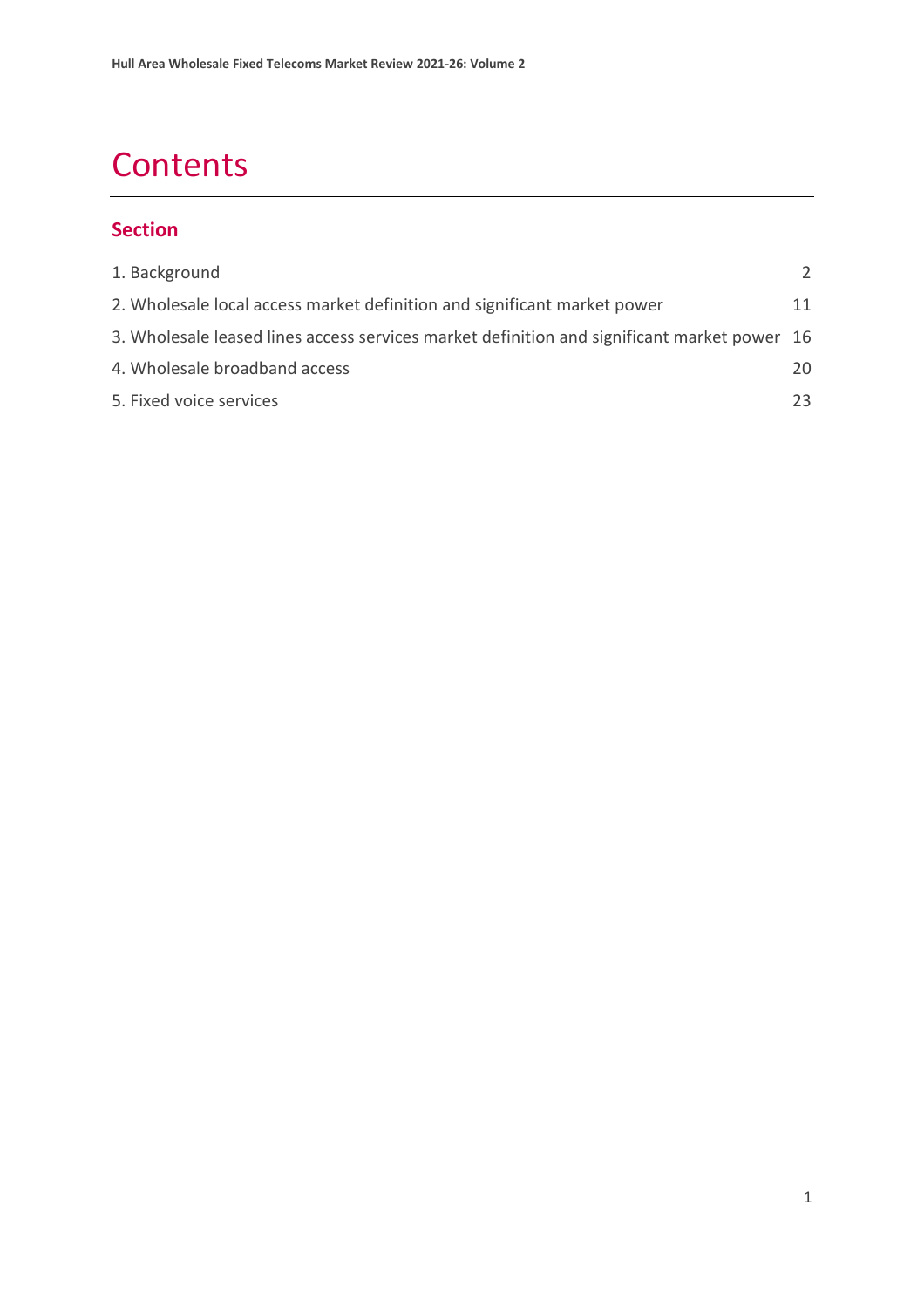# Contents

## Section

| | |
|---|---|
| 1. Background | 2 |
| 2. Wholesale local access market definition and significant market power | 11 |
| 3. Wholesale leased lines access services market definition and significant market power | 16 |
| 4. Wholesale broadband access | 20 |
| 5. Fixed voice services | 23 |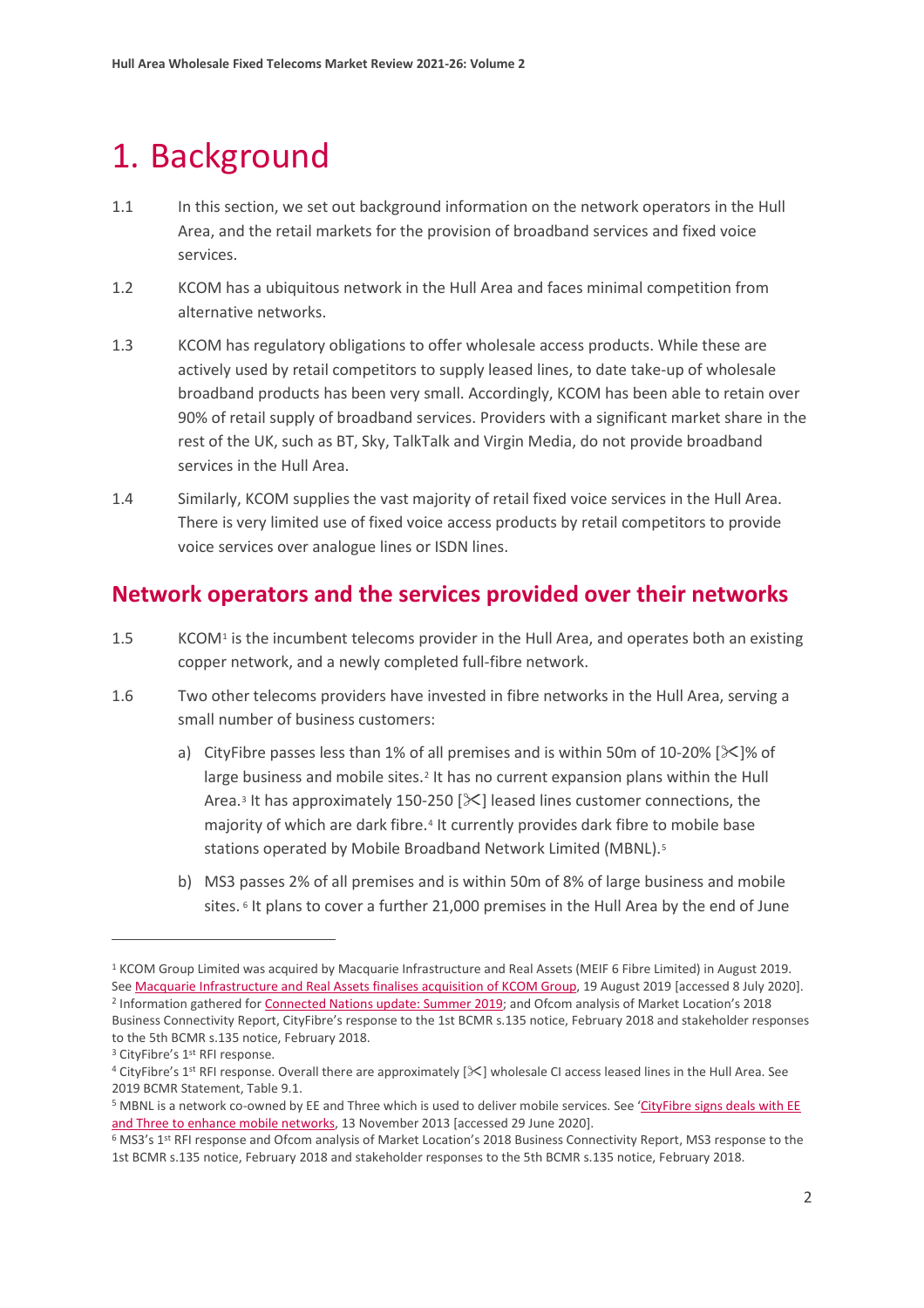# 1. Background

1.1 In this section, we set out background information on the network operators in the Hull Area, and the retail markets for the provision of broadband services and fixed voice services.

1.2 KCOM has a ubiquitous network in the Hull Area and faces minimal competition from alternative networks.

1.3 KCOM has regulatory obligations to offer wholesale access products. While these are actively used by retail competitors to supply leased lines, to date take-up of wholesale broadband products has been very small. Accordingly, KCOM has been able to retain over 90% of retail supply of broadband services. Providers with a significant market share in the rest of the UK, such as BT, Sky, TalkTalk and Virgin Media, do not provide broadband services in the Hull Area.

1.4 Similarly, KCOM supplies the vast majority of retail fixed voice services in the Hull Area. There is very limited use of fixed voice access products by retail competitors to provide voice services over analogue lines or ISDN lines.

## Network operators and the services provided over their networks

1.5 KCOM[1] is the incumbent telecoms provider in the Hull Area, and operates both an existing copper network, and a newly completed full-fibre network.

1.6 Two other telecoms providers have invested in fibre networks in the Hull Area, serving a small number of business customers:

a) CityFibre passes less than 1% of all premises and is within 50m of 10-20% [✂]% of large business and mobile sites.[2] It has no current expansion plans within the Hull Area.[3] It has approximately 150-250 [✂] leased lines customer connections, the majority of which are dark fibre.[4] It currently provides dark fibre to mobile base stations operated by Mobile Broadband Network Limited (MBNL).[5]

b) MS3 passes 2% of all premises and is within 50m of 8% of large business and mobile sites.[6] It plans to cover a further 21,000 premises in the Hull Area by the end of June

---

[1] KCOM Group Limited was acquired by Macquarie Infrastructure and Real Assets (MEIF 6 Fibre Limited) in August 2019. See Macquarie Infrastructure and Real Assets finalises acquisition of KCOM Group, 19 August 2019 [accessed 8 July 2020].

[2] Information gathered for Connected Nations update: Summer 2019; and Ofcom analysis of Market Location's 2018 Business Connectivity Report, CityFibre's response to the 1st BCMR s.135 notice, February 2018 and stakeholder responses to the 5th BCMR s.135 notice, February 2018.

[3] CityFibre's 1st RFI response.

[4] CityFibre's 1st RFI response. Overall there are approximately [✂] wholesale CI access leased lines in the Hull Area. See 2019 BCMR Statement, Table 9.1.

[5] MBNL is a network co-owned by EE and Three which is used to deliver mobile services. See 'CityFibre signs deals with EE and Three to enhance mobile networks, 13 November 2013 [accessed 29 June 2020].

[6] MS3's 1st RFI response and Ofcom analysis of Market Location's 2018 Business Connectivity Report, MS3 response to the 1st BCMR s.135 notice, February 2018 and stakeholder responses to the 5th BCMR s.135 notice, February 2018.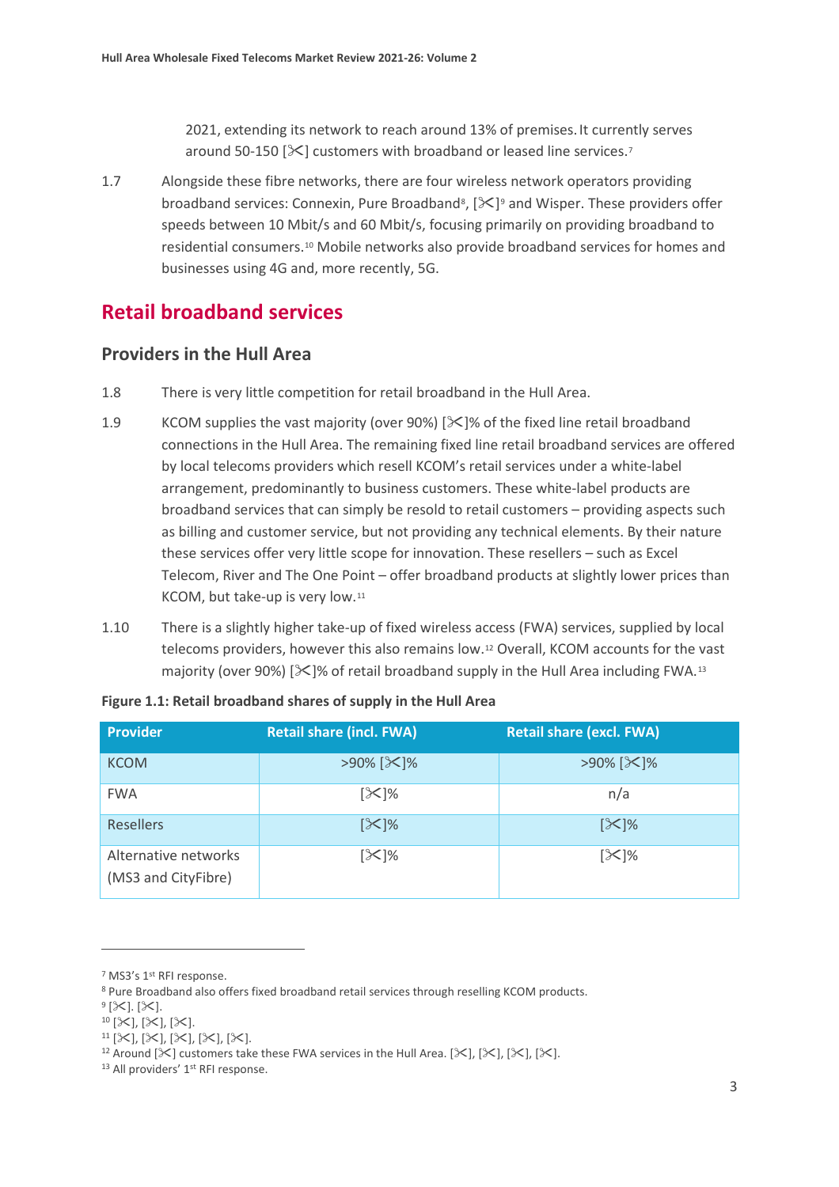2021, extending its network to reach around 13% of premises. It currently serves around 50-150 [✂] customers with broadband or leased line services.[7]

1.7 Alongside these fibre networks, there are four wireless network operators providing broadband services: Connexin, Pure Broadband[8], [✂][9] and Wisper. These providers offer speeds between 10 Mbit/s and 60 Mbit/s, focusing primarily on providing broadband to residential consumers.[10] Mobile networks also provide broadband services for homes and businesses using 4G and, more recently, 5G.

## Retail broadband services

### Providers in the Hull Area

1.8 There is very little competition for retail broadband in the Hull Area.

1.9 KCOM supplies the vast majority (over 90%) [✂]% of the fixed line retail broadband connections in the Hull Area. The remaining fixed line retail broadband services are offered by local telecoms providers which resell KCOM's retail services under a white-label arrangement, predominantly to business customers. These white-label products are broadband services that can simply be resold to retail customers – providing aspects such as billing and customer service, but not providing any technical elements. By their nature these services offer very little scope for innovation. These resellers – such as Excel Telecom, River and The One Point – offer broadband products at slightly lower prices than KCOM, but take-up is very low.[11]

1.10 There is a slightly higher take-up of fixed wireless access (FWA) services, supplied by local telecoms providers, however this also remains low.[12] Overall, KCOM accounts for the vast majority (over 90%) [✂]% of retail broadband supply in the Hull Area including FWA.[13]

**Figure 1.1: Retail broadband shares of supply in the Hull Area**

| Provider | Retail share (incl. FWA) | Retail share (excl. FWA) |
|---|---|---|
| KCOM | >90% [✂]% | >90% [✂]% |
| FWA | [✂]% | n/a |
| Resellers | [✂]% | [✂]% |
| Alternative networks (MS3 and CityFibre) | [✂]% | [✂]% |

[7] MS3's 1st RFI response.

[8] Pure Broadband also offers fixed broadband retail services through reselling KCOM products.

[9] [✂]. [✂].

[10] [✂], [✂], [✂].

[11] [✂], [✂], [✂], [✂], [✂].

[12] Around [✂] customers take these FWA services in the Hull Area. [✂], [✂], [✂], [✂].

[13] All providers' 1st RFI response.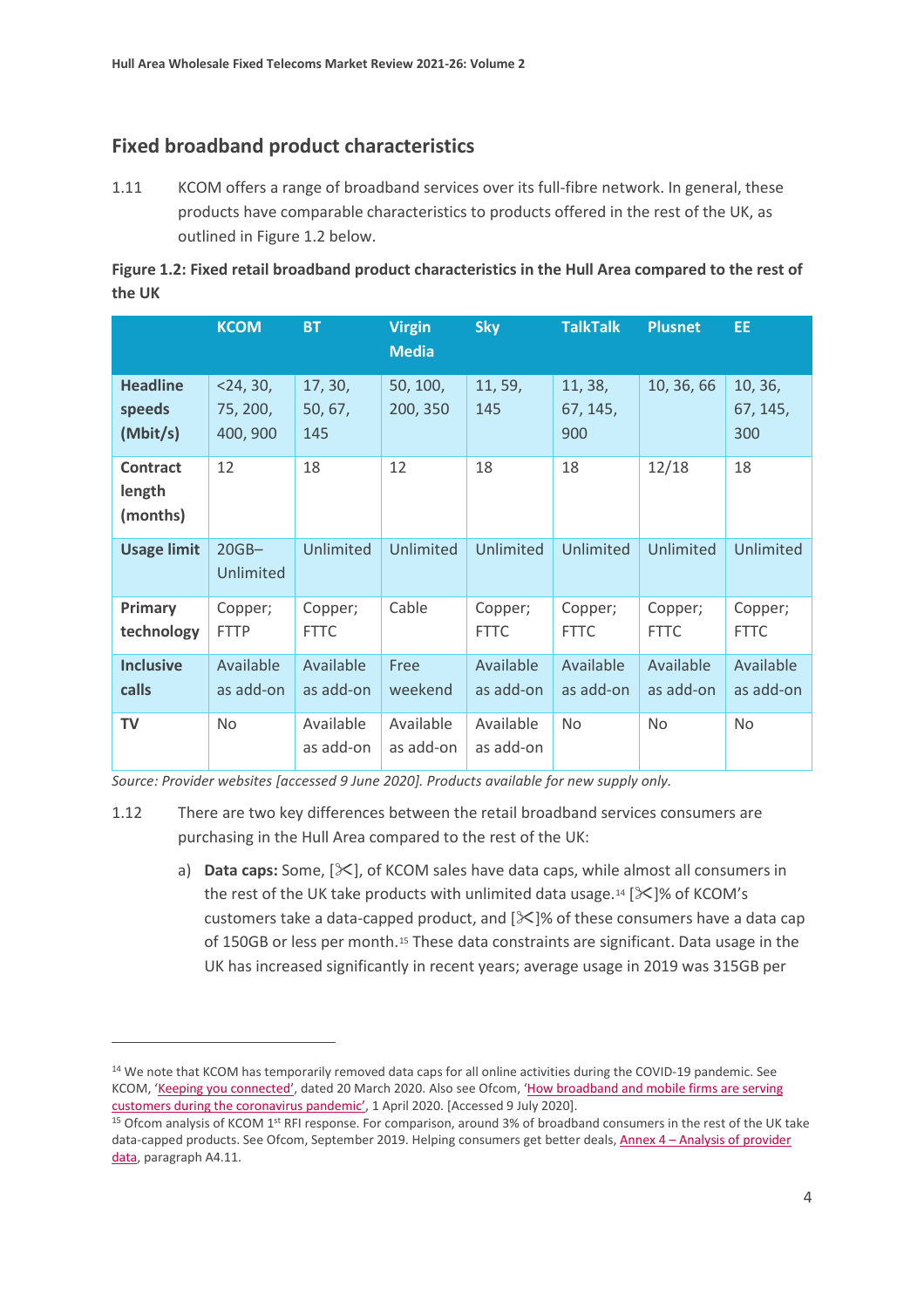## Fixed broadband product characteristics

1.11 KCOM offers a range of broadband services over its full-fibre network. In general, these products have comparable characteristics to products offered in the rest of the UK, as outlined in Figure 1.2 below.

**Figure 1.2: Fixed retail broadband product characteristics in the Hull Area compared to the rest of the UK**

| | KCOM | BT | Virgin Media | Sky | TalkTalk | Plusnet | EE |
|---|---|---|---|---|---|---|---|
| **Headline speeds (Mbit/s)** | <24, 30, 75, 200, 400, 900 | 17, 30, 50, 67, 145 | 50, 100, 200, 350 | 11, 59, 145 | 11, 38, 67, 145, 900 | 10, 36, 66 | 10, 36, 67, 145, 300 |
| **Contract length (months)** | 12 | 18 | 12 | 18 | 18 | 12/18 | 18 |
| **Usage limit** | 20GB–Unlimited | Unlimited | Unlimited | Unlimited | Unlimited | Unlimited | Unlimited |
| **Primary technology** | Copper; FTTP | Copper; FTTC | Cable | Copper; FTTC | Copper; FTTC | Copper; FTTC | Copper; FTTC |
| **Inclusive calls** | Available as add-on | Available as add-on | Free weekend | Available as add-on | Available as add-on | Available as add-on | Available as add-on |
| **TV** | No | Available as add-on | Available as add-on | Available as add-on | No | No | No |

*Source: Provider websites [accessed 9 June 2020]. Products available for new supply only.*

1.12 There are two key differences between the retail broadband services consumers are purchasing in the Hull Area compared to the rest of the UK:

a) **Data caps:** Some, [✂], of KCOM sales have data caps, while almost all consumers in the rest of the UK take products with unlimited data usage.[14] [✂]% of KCOM's customers take a data-capped product, and [✂]% of these consumers have a data cap of 150GB or less per month.[15] These data constraints are significant. Data usage in the UK has increased significantly in recent years; average usage in 2019 was 315GB per

---

[14] We note that KCOM has temporarily removed data caps for all online activities during the COVID-19 pandemic. See KCOM, 'Keeping you connected', dated 20 March 2020. Also see Ofcom, 'How broadband and mobile firms are serving customers during the coronavirus pandemic', 1 April 2020. [Accessed 9 July 2020].

[15] Ofcom analysis of KCOM 1st RFI response. For comparison, around 3% of broadband consumers in the rest of the UK take data-capped products. See Ofcom, September 2019. Helping consumers get better deals, Annex 4 – Analysis of provider data, paragraph A4.11.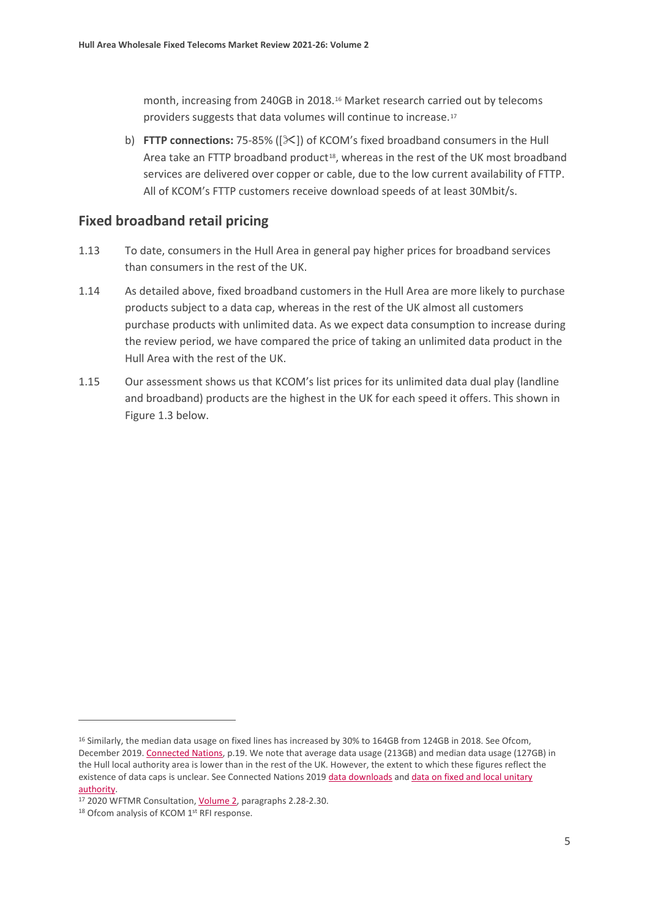month, increasing from 240GB in 2018.[16] Market research carried out by telecoms providers suggests that data volumes will continue to increase.[17]

b) **FTTP connections:** 75-85% ([✂]) of KCOM's fixed broadband consumers in the Hull Area take an FTTP broadband product[18], whereas in the rest of the UK most broadband services are delivered over copper or cable, due to the low current availability of FTTP. All of KCOM's FTTP customers receive download speeds of at least 30Mbit/s.

## Fixed broadband retail pricing

1.13 To date, consumers in the Hull Area in general pay higher prices for broadband services than consumers in the rest of the UK.

1.14 As detailed above, fixed broadband customers in the Hull Area are more likely to purchase products subject to a data cap, whereas in the rest of the UK almost all customers purchase products with unlimited data. As we expect data consumption to increase during the review period, we have compared the price of taking an unlimited data product in the Hull Area with the rest of the UK.

1.15 Our assessment shows us that KCOM's list prices for its unlimited data dual play (landline and broadband) products are the highest in the UK for each speed it offers. This shown in Figure 1.3 below.

---

[16] Similarly, the median data usage on fixed lines has increased by 30% to 164GB from 124GB in 2018. See Ofcom, December 2019. Connected Nations, p.19. We note that average data usage (213GB) and median data usage (127GB) in the Hull local authority area is lower than in the rest of the UK. However, the extent to which these figures reflect the existence of data caps is unclear. See Connected Nations 2019 data downloads and data on fixed and local unitary authority.

[17] 2020 WFTMR Consultation, Volume 2, paragraphs 2.28-2.30.

[18] Ofcom analysis of KCOM 1st RFI response.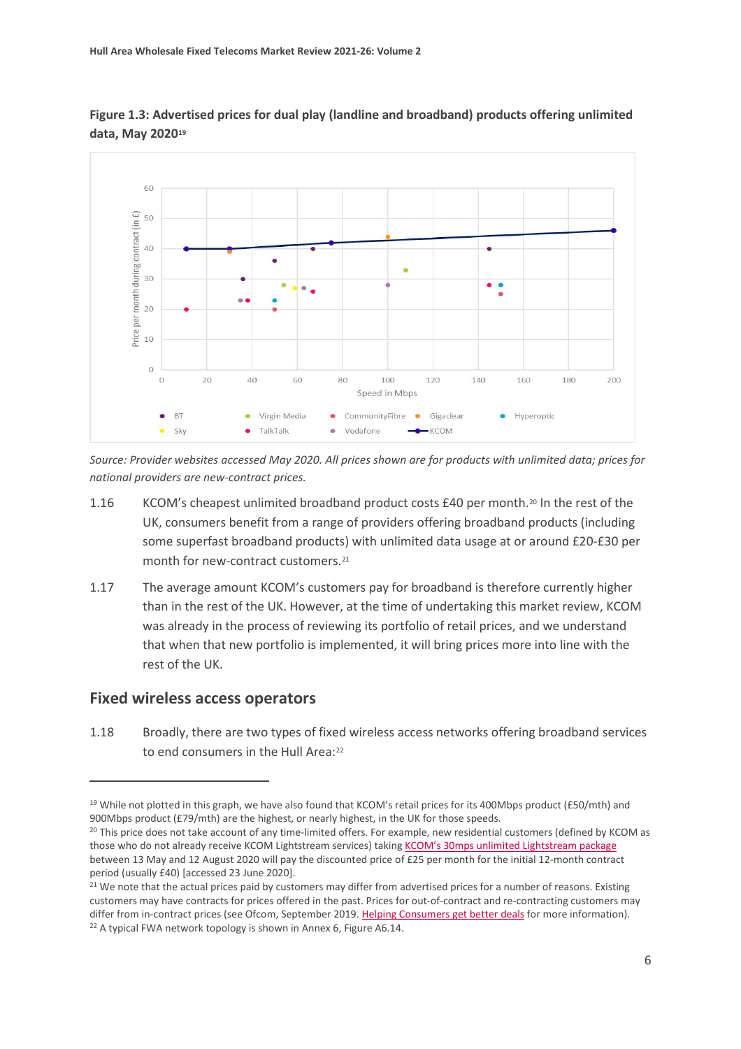**Figure 1.3: Advertised prices for dual play (landline and broadband) products offering unlimited data, May 2020**[19]

*Source: Provider websites accessed May 2020. All prices shown are for products with unlimited data; prices for national providers are new-contract prices.*

1.16 KCOM's cheapest unlimited broadband product costs £40 per month.[20] In the rest of the UK, consumers benefit from a range of providers offering broadband products (including some superfast broadband products) with unlimited data usage at or around £20-£30 per month for new-contract customers.[21]

1.17 The average amount KCOM's customers pay for broadband is therefore currently higher than in the rest of the UK. However, at the time of undertaking this market review, KCOM was already in the process of reviewing its portfolio of retail prices, and we understand that when that new portfolio is implemented, it will bring prices more into line with the rest of the UK.

## Fixed wireless access operators

1.18 Broadly, there are two types of fixed wireless access networks offering broadband services to end consumers in the Hull Area:[22]

---

[19] While not plotted in this graph, we have also found that KCOM's retail prices for its 400Mbps product (£50/mth) and 900Mbps product (£79/mth) are the highest, or nearly highest, in the UK for those speeds.

[20] This price does not take account of any time-limited offers. For example, new residential customers (defined by KCOM as those who do not already receive KCOM Lightstream services) taking KCOM's 30mps unlimited Lightstream package between 13 May and 12 August 2020 will pay the discounted price of £25 per month for the initial 12-month contract period (usually £40) [accessed 23 June 2020].

[21] We note that the actual prices paid by customers may differ from advertised prices for a number of reasons. Existing customers may have contracts for prices offered in the past. Prices for out-of-contract and re-contracting customers may differ from in-contract prices (see Ofcom, September 2019. Helping Consumers get better deals for more information).

[22] A typical FWA network topology is shown in Annex 6, Figure A6.14.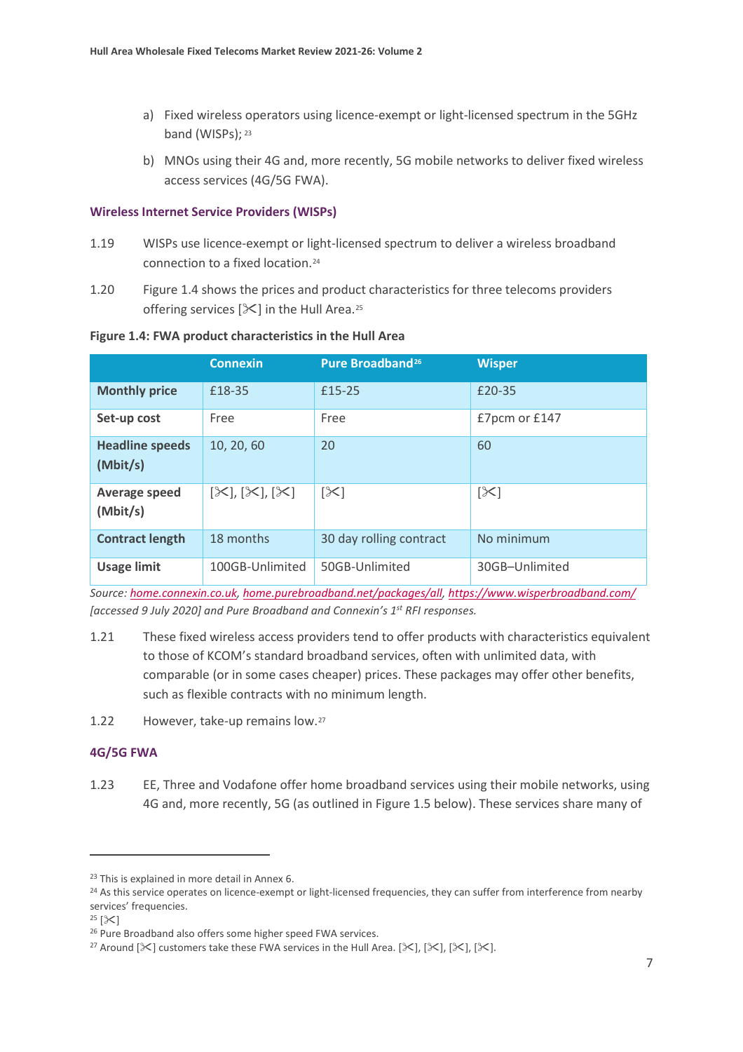a) Fixed wireless operators using licence-exempt or light-licensed spectrum in the 5GHz band (WISPs); [23]

b) MNOs using their 4G and, more recently, 5G mobile networks to deliver fixed wireless access services (4G/5G FWA).

### Wireless Internet Service Providers (WISPs)

1.19 WISPs use licence-exempt or light-licensed spectrum to deliver a wireless broadband connection to a fixed location.[24]

1.20 Figure 1.4 shows the prices and product characteristics for three telecoms providers offering services [✂] in the Hull Area.[25]

**Figure 1.4: FWA product characteristics in the Hull Area**

| | Connexin | Pure Broadband[26] | Wisper |
|---|---|---|---|
| **Monthly price** | £18-35 | £15-25 | £20-35 |
| **Set-up cost** | Free | Free | £7pcm or £147 |
| **Headline speeds (Mbit/s)** | 10, 20, 60 | 20 | 60 |
| **Average speed (Mbit/s)** | [✂], [✂], [✂] | [✂] | [✂] |
| **Contract length** | 18 months | 30 day rolling contract | No minimum |
| **Usage limit** | 100GB-Unlimited | 50GB-Unlimited | 30GB–Unlimited |

*Source: home.connexin.co.uk, home.purebroadband.net/packages/all, https://www.wisperbroadband.com/ [accessed 9 July 2020] and Pure Broadband and Connexin's 1st RFI responses.*

1.21 These fixed wireless access providers tend to offer products with characteristics equivalent to those of KCOM's standard broadband services, often with unlimited data, with comparable (or in some cases cheaper) prices. These packages may offer other benefits, such as flexible contracts with no minimum length.

1.22 However, take-up remains low.[27]

### 4G/5G FWA

1.23 EE, Three and Vodafone offer home broadband services using their mobile networks, using 4G and, more recently, 5G (as outlined in Figure 1.5 below). These services share many of

[23] This is explained in more detail in Annex 6.

[24] As this service operates on licence-exempt or light-licensed frequencies, they can suffer from interference from nearby services' frequencies.

[25] [✂]

[26] Pure Broadband also offers some higher speed FWA services.

[27] Around [✂] customers take these FWA services in the Hull Area. [✂], [✂], [✂], [✂].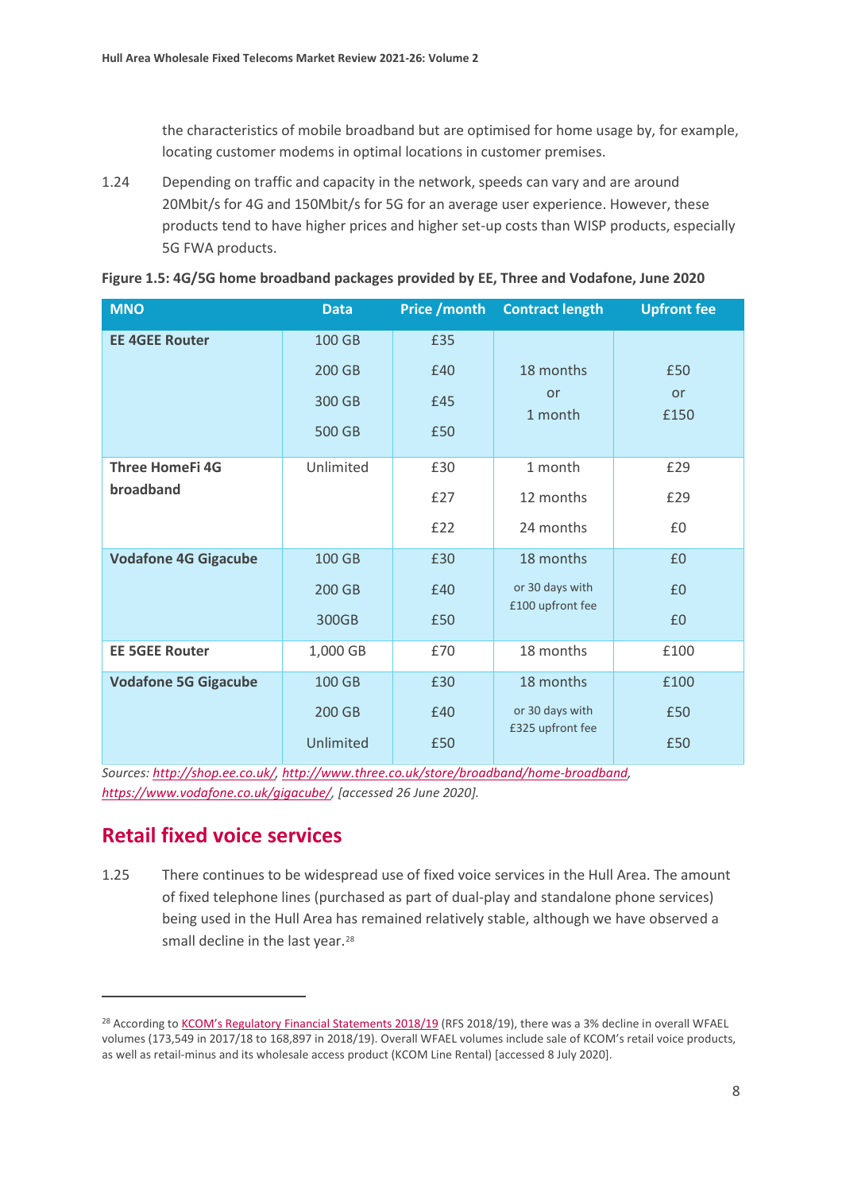the characteristics of mobile broadband but are optimised for home usage by, for example, locating customer modems in optimal locations in customer premises.

1.24 Depending on traffic and capacity in the network, speeds can vary and are around 20Mbit/s for 4G and 150Mbit/s for 5G for an average user experience. However, these products tend to have higher prices and higher set-up costs than WISP products, especially 5G FWA products.

**Figure 1.5: 4G/5G home broadband packages provided by EE, Three and Vodafone, June 2020**

| MNO | Data | Price /month | Contract length | Upfront fee |
|---|---|---|---|---|
| **EE 4GEE Router** | 100 GB | £35 | 18 months or 1 month | £50 or £150 |
| | 200 GB | £40 | | |
| | 300 GB | £45 | | |
| | 500 GB | £50 | | |
| **Three HomeFi 4G broadband** | Unlimited | £30 | 1 month | £29 |
| | | £27 | 12 months | £29 |
| | | £22 | 24 months | £0 |
| **Vodafone 4G Gigacube** | 100 GB | £30 | 18 months or 30 days with £100 upfront fee | £0 |
| | 200 GB | £40 | | £0 |
| | 300GB | £50 | | £0 |
| **EE 5GEE Router** | 1,000 GB | £70 | 18 months | £100 |
| **Vodafone 5G Gigacube** | 100 GB | £30 | 18 months or 30 days with £325 upfront fee | £100 |
| | 200 GB | £40 | | £50 |
| | Unlimited | £50 | | £50 |

*Sources: http://shop.ee.co.uk/, http://www.three.co.uk/store/broadband/home-broadband, https://www.vodafone.co.uk/gigacube/, [accessed 26 June 2020].*

## Retail fixed voice services

1.25 There continues to be widespread use of fixed voice services in the Hull Area. The amount of fixed telephone lines (purchased as part of dual-play and standalone phone services) being used in the Hull Area has remained relatively stable, although we have observed a small decline in the last year.[28]

[28] According to KCOM's Regulatory Financial Statements 2018/19 (RFS 2018/19), there was a 3% decline in overall WFAEL volumes (173,549 in 2017/18 to 168,897 in 2018/19). Overall WFAEL volumes include sale of KCOM's retail voice products, as well as retail-minus and its wholesale access product (KCOM Line Rental) [accessed 8 July 2020].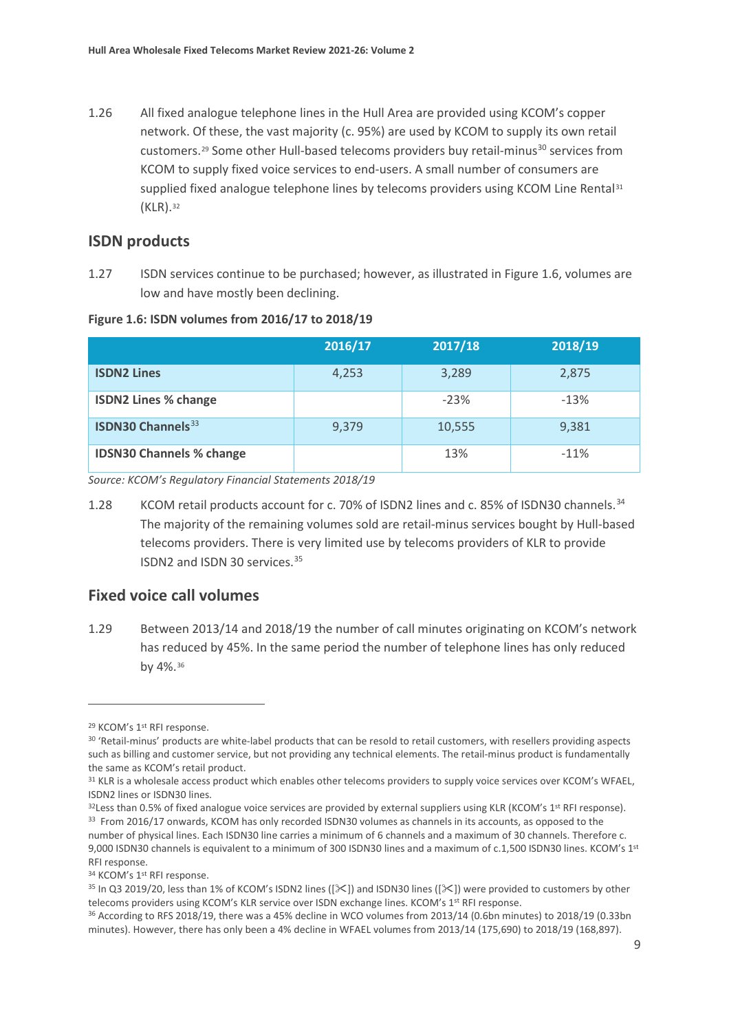1.26 All fixed analogue telephone lines in the Hull Area are provided using KCOM's copper network. Of these, the vast majority (c. 95%) are used by KCOM to supply its own retail customers.[29] Some other Hull-based telecoms providers buy retail-minus[30] services from KCOM to supply fixed voice services to end-users. A small number of consumers are supplied fixed analogue telephone lines by telecoms providers using KCOM Line Rental[31] (KLR).[32]

## ISDN products

1.27 ISDN services continue to be purchased; however, as illustrated in Figure 1.6, volumes are low and have mostly been declining.

**Figure 1.6: ISDN volumes from 2016/17 to 2018/19**

| | 2016/17 | 2017/18 | 2018/19 |
|---|---|---|---|
| **ISDN2 Lines** | 4,253 | 3,289 | 2,875 |
| **ISDN2 Lines % change** | | -23% | -13% |
| **ISDN30 Channels**[33] | 9,379 | 10,555 | 9,381 |
| **IDSN30 Channels % change** | | 13% | -11% |

*Source: KCOM's Regulatory Financial Statements 2018/19*

1.28 KCOM retail products account for c. 70% of ISDN2 lines and c. 85% of ISDN30 channels.[34] The majority of the remaining volumes sold are retail-minus services bought by Hull-based telecoms providers. There is very limited use by telecoms providers of KLR to provide ISDN2 and ISDN 30 services.[35]

## Fixed voice call volumes

1.29 Between 2013/14 and 2018/19 the number of call minutes originating on KCOM's network has reduced by 45%. In the same period the number of telephone lines has only reduced by 4%.[36]

---

[29] KCOM's 1st RFI response.

[30] 'Retail-minus' products are white-label products that can be resold to retail customers, with resellers providing aspects such as billing and customer service, but not providing any technical elements. The retail-minus product is fundamentally the same as KCOM's retail product.

[31] KLR is a wholesale access product which enables other telecoms providers to supply voice services over KCOM's WFAEL, ISDN2 lines or ISDN30 lines.

[32] Less than 0.5% of fixed analogue voice services are provided by external suppliers using KLR (KCOM's 1st RFI response).

[33] From 2016/17 onwards, KCOM has only recorded ISDN30 volumes as channels in its accounts, as opposed to the number of physical lines. Each ISDN30 line carries a minimum of 6 channels and a maximum of 30 channels. Therefore c. 9,000 ISDN30 channels is equivalent to a minimum of 300 ISDN30 lines and a maximum of c.1,500 ISDN30 lines. KCOM's 1st RFI response.

[34] KCOM's 1st RFI response.

[35] In Q3 2019/20, less than 1% of KCOM's ISDN2 lines ([✂]) and ISDN30 lines ([✂]) were provided to customers by other telecoms providers using KCOM's KLR service over ISDN exchange lines. KCOM's 1st RFI response.

[36] According to RFS 2018/19, there was a 45% decline in WCO volumes from 2013/14 (0.6bn minutes) to 2018/19 (0.33bn minutes). However, there has only been a 4% decline in WFAEL volumes from 2013/14 (175,690) to 2018/19 (168,897).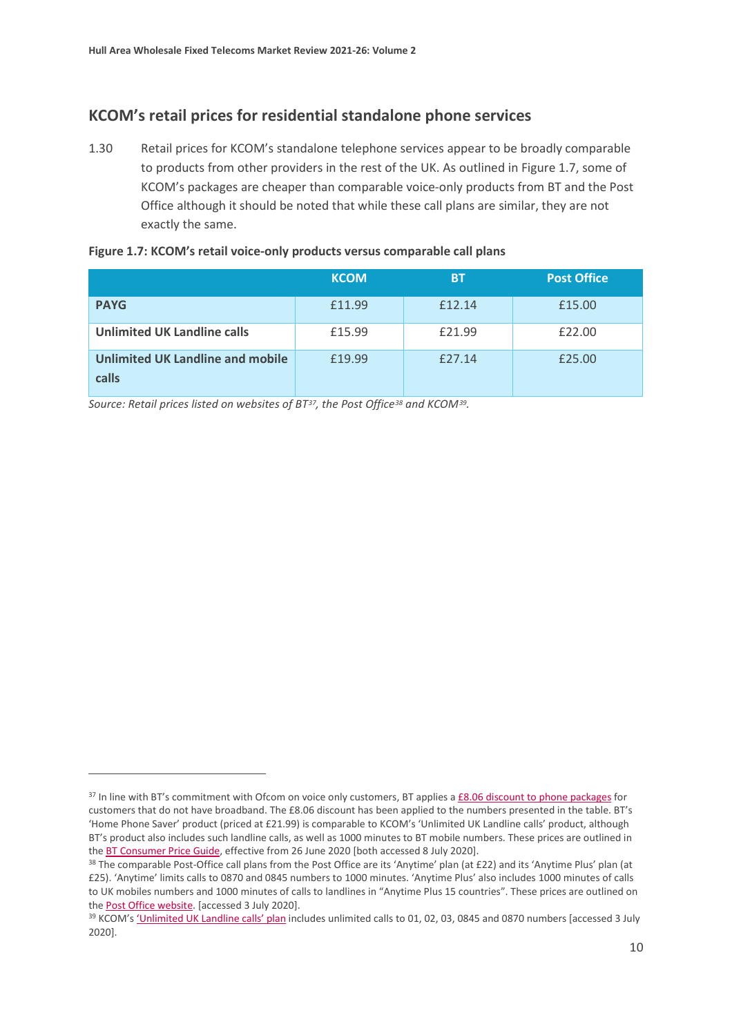## KCOM's retail prices for residential standalone phone services

1.30 Retail prices for KCOM's standalone telephone services appear to be broadly comparable to products from other providers in the rest of the UK. As outlined in Figure 1.7, some of KCOM's packages are cheaper than comparable voice-only products from BT and the Post Office although it should be noted that while these call plans are similar, they are not exactly the same.

**Figure 1.7: KCOM's retail voice-only products versus comparable call plans**

| | KCOM | BT | Post Office |
|---|---|---|---|
| **PAYG** | £11.99 | £12.14 | £15.00 |
| **Unlimited UK Landline calls** | £15.99 | £21.99 | £22.00 |
| **Unlimited UK Landline and mobile calls** | £19.99 | £27.14 | £25.00 |

*Source: Retail prices listed on websites of BT[37], the Post Office[38] and KCOM[39].*

[37] In line with BT's commitment with Ofcom on voice only customers, BT applies a £8.06 discount to phone packages for customers that do not have broadband. The £8.06 discount has been applied to the numbers presented in the table. BT's 'Home Phone Saver' product (priced at £21.99) is comparable to KCOM's 'Unlimited UK Landline calls' product, although BT's product also includes such landline calls, as well as 1000 minutes to BT mobile numbers. These prices are outlined in the BT Consumer Price Guide, effective from 26 June 2020 [both accessed 8 July 2020].

[38] The comparable Post-Office call plans from the Post Office are its 'Anytime' plan (at £22) and its 'Anytime Plus' plan (at £25). 'Anytime' limits calls to 0870 and 0845 numbers to 1000 minutes. 'Anytime Plus' also includes 1000 minutes of calls to UK mobiles numbers and 1000 minutes of calls to landlines in "Anytime Plus 15 countries". These prices are outlined on the Post Office website. [accessed 3 July 2020].

[39] KCOM's 'Unlimited UK Landline calls' plan includes unlimited calls to 01, 02, 03, 0845 and 0870 numbers [accessed 3 July 2020].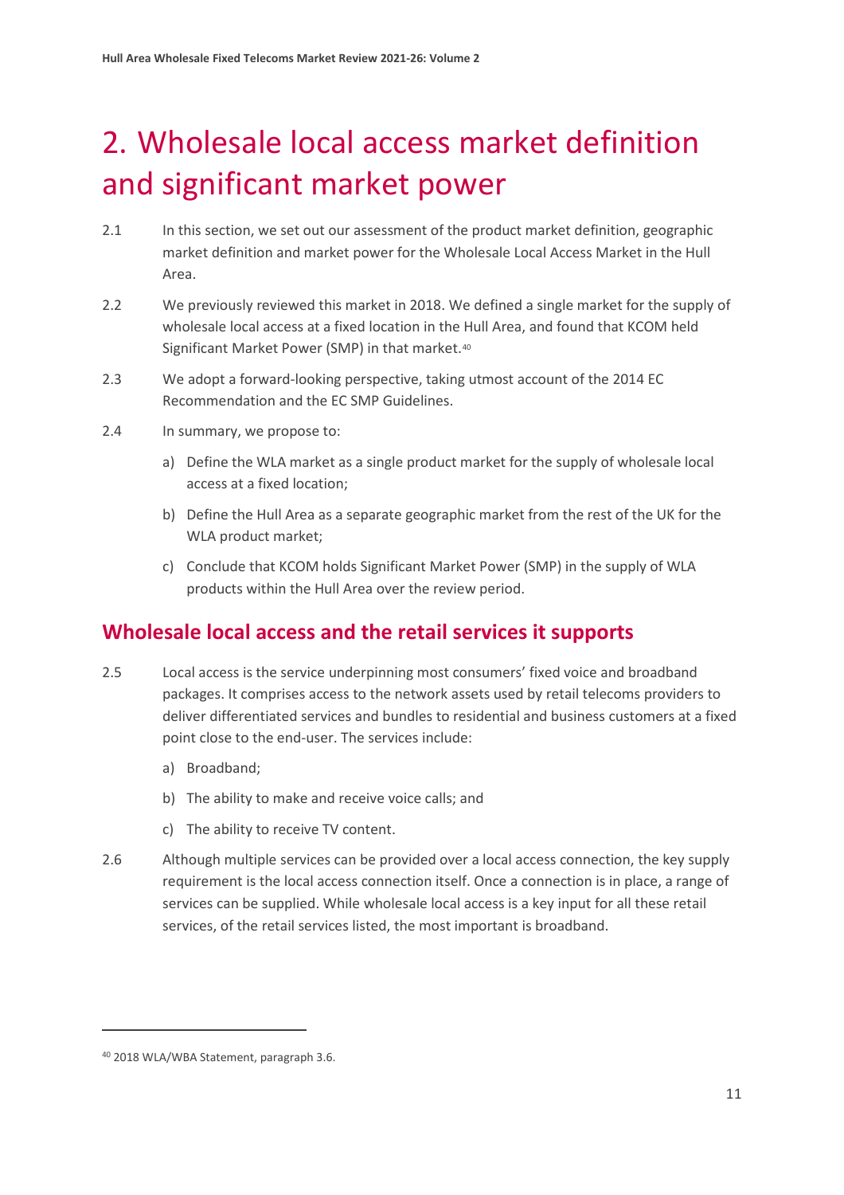# 2. Wholesale local access market definition and significant market power

2.1 In this section, we set out our assessment of the product market definition, geographic market definition and market power for the Wholesale Local Access Market in the Hull Area.

2.2 We previously reviewed this market in 2018. We defined a single market for the supply of wholesale local access at a fixed location in the Hull Area, and found that KCOM held Significant Market Power (SMP) in that market.[40]

2.3 We adopt a forward-looking perspective, taking utmost account of the 2014 EC Recommendation and the EC SMP Guidelines.

2.4 In summary, we propose to:

a) Define the WLA market as a single product market for the supply of wholesale local access at a fixed location;

b) Define the Hull Area as a separate geographic market from the rest of the UK for the WLA product market;

c) Conclude that KCOM holds Significant Market Power (SMP) in the supply of WLA products within the Hull Area over the review period.

## Wholesale local access and the retail services it supports

2.5 Local access is the service underpinning most consumers' fixed voice and broadband packages. It comprises access to the network assets used by retail telecoms providers to deliver differentiated services and bundles to residential and business customers at a fixed point close to the end-user. The services include:

a) Broadband;

b) The ability to make and receive voice calls; and

c) The ability to receive TV content.

2.6 Although multiple services can be provided over a local access connection, the key supply requirement is the local access connection itself. Once a connection is in place, a range of services can be supplied. While wholesale local access is a key input for all these retail services, of the retail services listed, the most important is broadband.

[40] 2018 WLA/WBA Statement, paragraph 3.6.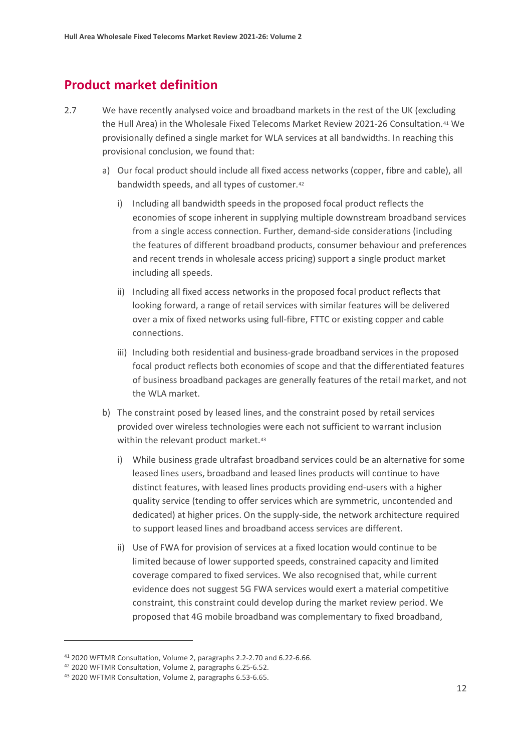## Product market definition

2.7 We have recently analysed voice and broadband markets in the rest of the UK (excluding the Hull Area) in the Wholesale Fixed Telecoms Market Review 2021-26 Consultation.[41] We provisionally defined a single market for WLA services at all bandwidths. In reaching this provisional conclusion, we found that:

a) Our focal product should include all fixed access networks (copper, fibre and cable), all bandwidth speeds, and all types of customer.[42]

   i) Including all bandwidth speeds in the proposed focal product reflects the economies of scope inherent in supplying multiple downstream broadband services from a single access connection. Further, demand-side considerations (including the features of different broadband products, consumer behaviour and preferences and recent trends in wholesale access pricing) support a single product market including all speeds.

   ii) Including all fixed access networks in the proposed focal product reflects that looking forward, a range of retail services with similar features will be delivered over a mix of fixed networks using full-fibre, FTTC or existing copper and cable connections.

   iii) Including both residential and business-grade broadband services in the proposed focal product reflects both economies of scope and that the differentiated features of business broadband packages are generally features of the retail market, and not the WLA market.

b) The constraint posed by leased lines, and the constraint posed by retail services provided over wireless technologies were each not sufficient to warrant inclusion within the relevant product market.[43]

   i) While business grade ultrafast broadband services could be an alternative for some leased lines users, broadband and leased lines products will continue to have distinct features, with leased lines products providing end-users with a higher quality service (tending to offer services which are symmetric, uncontended and dedicated) at higher prices. On the supply-side, the network architecture required to support leased lines and broadband access services are different.

   ii) Use of FWA for provision of services at a fixed location would continue to be limited because of lower supported speeds, constrained capacity and limited coverage compared to fixed services. We also recognised that, while current evidence does not suggest 5G FWA services would exert a material competitive constraint, this constraint could develop during the market review period. We proposed that 4G mobile broadband was complementary to fixed broadband,

---

[41] 2020 WFTMR Consultation, Volume 2, paragraphs 2.2-2.70 and 6.22-6.66.

[42] 2020 WFTMR Consultation, Volume 2, paragraphs 6.25-6.52.

[43] 2020 WFTMR Consultation, Volume 2, paragraphs 6.53-6.65.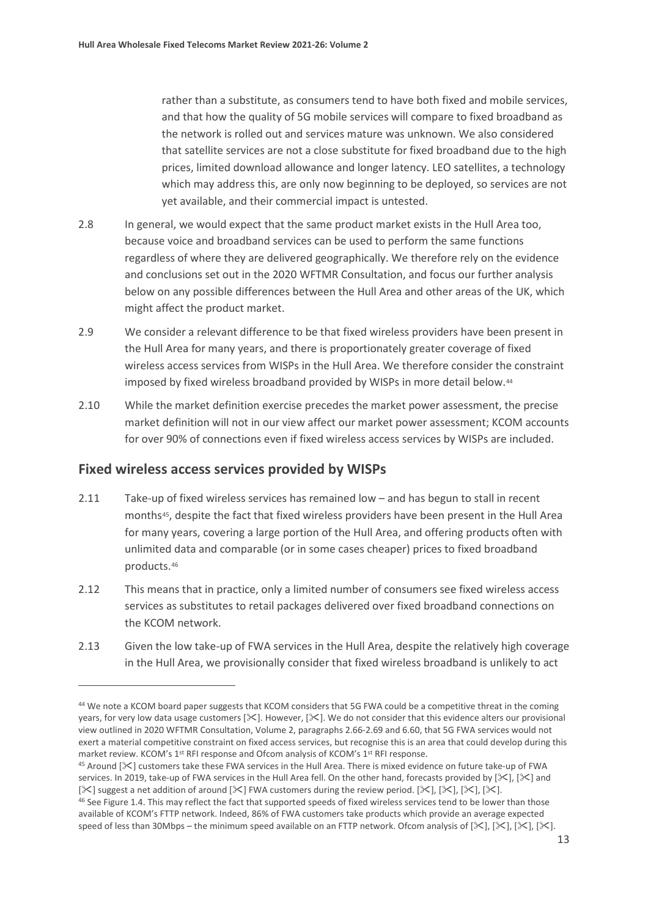rather than a substitute, as consumers tend to have both fixed and mobile services, and that how the quality of 5G mobile services will compare to fixed broadband as the network is rolled out and services mature was unknown. We also considered that satellite services are not a close substitute for fixed broadband due to the high prices, limited download allowance and longer latency. LEO satellites, a technology which may address this, are only now beginning to be deployed, so services are not yet available, and their commercial impact is untested.

2.8 In general, we would expect that the same product market exists in the Hull Area too, because voice and broadband services can be used to perform the same functions regardless of where they are delivered geographically. We therefore rely on the evidence and conclusions set out in the 2020 WFTMR Consultation, and focus our further analysis below on any possible differences between the Hull Area and other areas of the UK, which might affect the product market.

2.9 We consider a relevant difference to be that fixed wireless providers have been present in the Hull Area for many years, and there is proportionately greater coverage of fixed wireless access services from WISPs in the Hull Area. We therefore consider the constraint imposed by fixed wireless broadband provided by WISPs in more detail below.[44]

2.10 While the market definition exercise precedes the market power assessment, the precise market definition will not in our view affect our market power assessment; KCOM accounts for over 90% of connections even if fixed wireless access services by WISPs are included.

## Fixed wireless access services provided by WISPs

2.11 Take-up of fixed wireless services has remained low – and has begun to stall in recent months[45], despite the fact that fixed wireless providers have been present in the Hull Area for many years, covering a large portion of the Hull Area, and offering products often with unlimited data and comparable (or in some cases cheaper) prices to fixed broadband products.[46]

2.12 This means that in practice, only a limited number of consumers see fixed wireless access services as substitutes to retail packages delivered over fixed broadband connections on the KCOM network.

2.13 Given the low take-up of FWA services in the Hull Area, despite the relatively high coverage in the Hull Area, we provisionally consider that fixed wireless broadband is unlikely to act

---

[44] We note a KCOM board paper suggests that KCOM considers that 5G FWA could be a competitive threat in the coming years, for very low data usage customers [✂]. However, [✂]. We do not consider that this evidence alters our provisional view outlined in 2020 WFTMR Consultation, Volume 2, paragraphs 2.66-2.69 and 6.60, that 5G FWA services would not exert a material competitive constraint on fixed access services, but recognise this is an area that could develop during this market review. KCOM's 1st RFI response and Ofcom analysis of KCOM's 1st RFI response.

[45] Around [✂] customers take these FWA services in the Hull Area. There is mixed evidence on future take-up of FWA services. In 2019, take-up of FWA services in the Hull Area fell. On the other hand, forecasts provided by [✂], [✂] and [✂] suggest a net addition of around [✂] FWA customers during the review period. [✂], [✂], [✂], [✂].

[46] See Figure 1.4. This may reflect the fact that supported speeds of fixed wireless services tend to be lower than those available of KCOM's FTTP network. Indeed, 86% of FWA customers take products which provide an average expected speed of less than 30Mbps – the minimum speed available on an FTTP network. Ofcom analysis of [✂], [✂], [✂], [✂].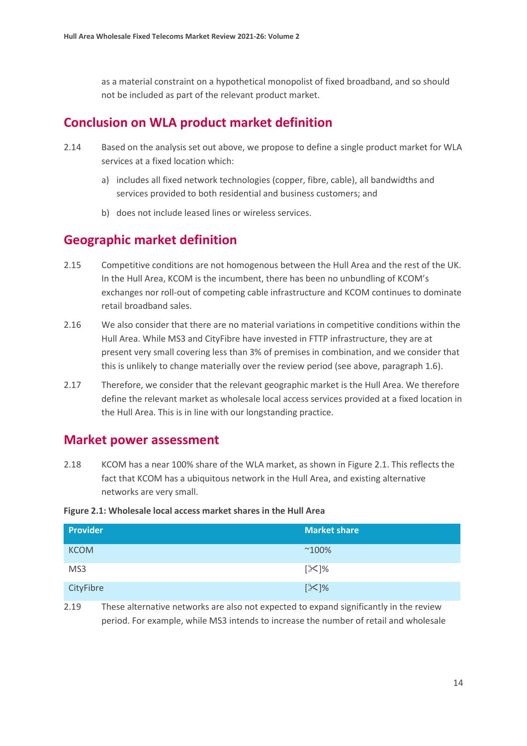as a material constraint on a hypothetical monopolist of fixed broadband, and so should not be included as part of the relevant product market.

## Conclusion on WLA product market definition

2.14 Based on the analysis set out above, we propose to define a single product market for WLA services at a fixed location which:

a) includes all fixed network technologies (copper, fibre, cable), all bandwidths and services provided to both residential and business customers; and

b) does not include leased lines or wireless services.

## Geographic market definition

2.15 Competitive conditions are not homogenous between the Hull Area and the rest of the UK. In the Hull Area, KCOM is the incumbent, there has been no unbundling of KCOM's exchanges nor roll-out of competing cable infrastructure and KCOM continues to dominate retail broadband sales.

2.16 We also consider that there are no material variations in competitive conditions within the Hull Area. While MS3 and CityFibre have invested in FTTP infrastructure, they are at present very small covering less than 3% of premises in combination, and we consider that this is unlikely to change materially over the review period (see above, paragraph 1.6).

2.17 Therefore, we consider that the relevant geographic market is the Hull Area. We therefore define the relevant market as wholesale local access services provided at a fixed location in the Hull Area. This is in line with our longstanding practice.

## Market power assessment

2.18 KCOM has a near 100% share of the WLA market, as shown in Figure 2.1. This reflects the fact that KCOM has a ubiquitous network in the Hull Area, and existing alternative networks are very small.

**Figure 2.1: Wholesale local access market shares in the Hull Area**

| Provider | Market share |
|---|---|
| KCOM | ~100% |
| MS3 | [✂]% |
| CityFibre | [✂]% |

2.19 These alternative networks are also not expected to expand significantly in the review period. For example, while MS3 intends to increase the number of retail and wholesale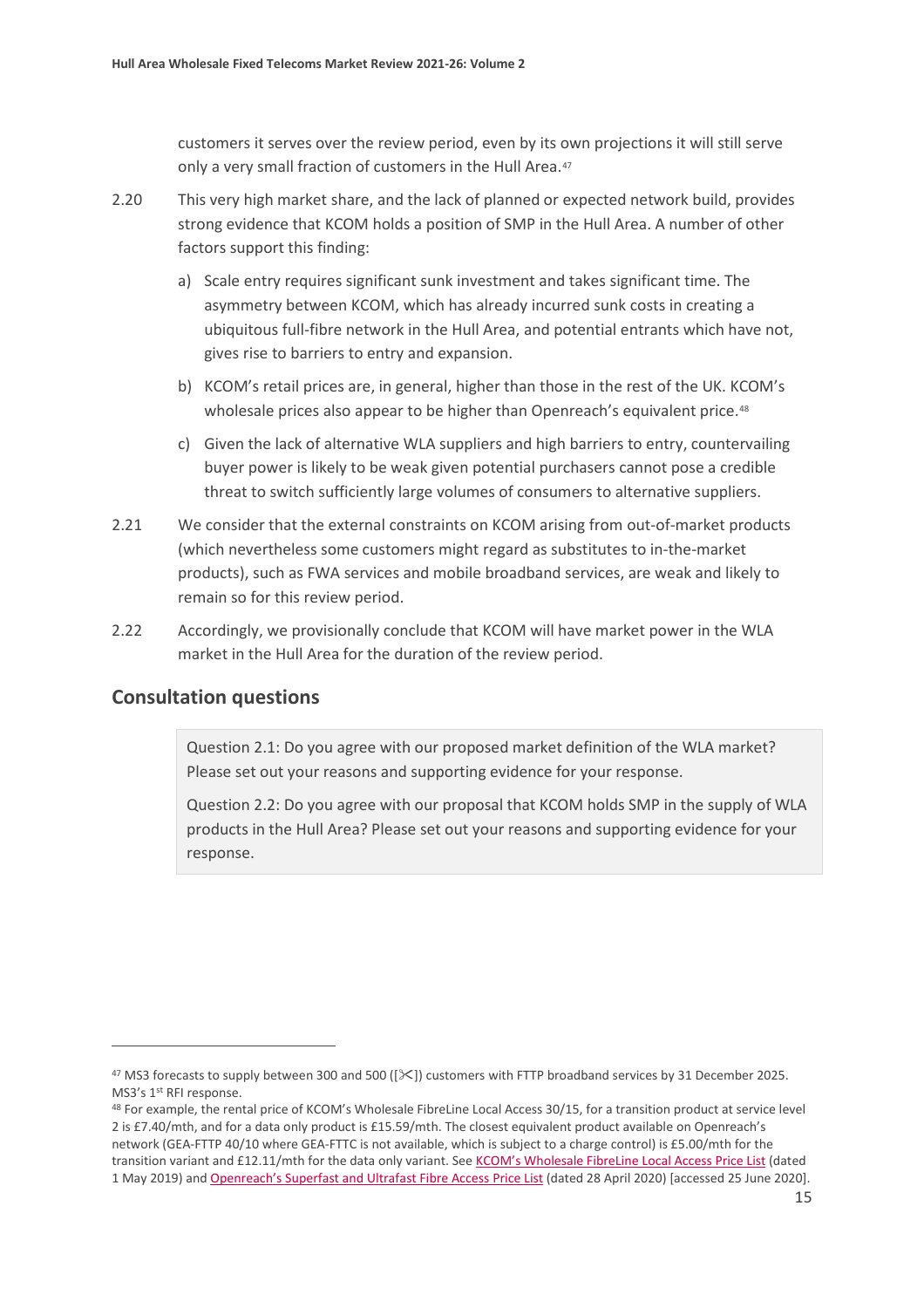customers it serves over the review period, even by its own projections it will still serve only a very small fraction of customers in the Hull Area.[47]

2.20 This very high market share, and the lack of planned or expected network build, provides strong evidence that KCOM holds a position of SMP in the Hull Area. A number of other factors support this finding:

a) Scale entry requires significant sunk investment and takes significant time. The asymmetry between KCOM, which has already incurred sunk costs in creating a ubiquitous full-fibre network in the Hull Area, and potential entrants which have not, gives rise to barriers to entry and expansion.

b) KCOM's retail prices are, in general, higher than those in the rest of the UK. KCOM's wholesale prices also appear to be higher than Openreach's equivalent price.[48]

c) Given the lack of alternative WLA suppliers and high barriers to entry, countervailing buyer power is likely to be weak given potential purchasers cannot pose a credible threat to switch sufficiently large volumes of consumers to alternative suppliers.

2.21 We consider that the external constraints on KCOM arising from out-of-market products (which nevertheless some customers might regard as substitutes to in-the-market products), such as FWA services and mobile broadband services, are weak and likely to remain so for this review period.

2.22 Accordingly, we provisionally conclude that KCOM will have market power in the WLA market in the Hull Area for the duration of the review period.

## Consultation questions

> Question 2.1: Do you agree with our proposed market definition of the WLA market? Please set out your reasons and supporting evidence for your response.
>
> Question 2.2: Do you agree with our proposal that KCOM holds SMP in the supply of WLA products in the Hull Area? Please set out your reasons and supporting evidence for your response.

---

[47] MS3 forecasts to supply between 300 and 500 ([✂]) customers with FTTP broadband services by 31 December 2025. MS3's 1st RFI response.

[48] For example, the rental price of KCOM's Wholesale FibreLine Local Access 30/15, for a transition product at service level 2 is £7.40/mth, and for a data only product is £15.59/mth. The closest equivalent product available on Openreach's network (GEA-FTTP 40/10 where GEA-FTTC is not available, which is subject to a charge control) is £5.00/mth for the transition variant and £12.11/mth for the data only variant. See KCOM's Wholesale FibreLine Local Access Price List (dated 1 May 2019) and Openreach's Superfast and Ultrafast Fibre Access Price List (dated 28 April 2020) [accessed 25 June 2020].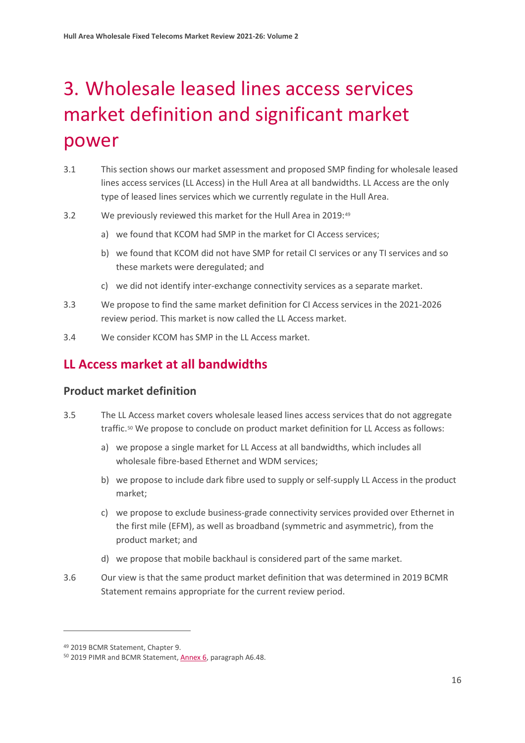# 3. Wholesale leased lines access services market definition and significant market power

3.1 This section shows our market assessment and proposed SMP finding for wholesale leased lines access services (LL Access) in the Hull Area at all bandwidths. LL Access are the only type of leased lines services which we currently regulate in the Hull Area.

3.2 We previously reviewed this market for the Hull Area in 2019:[49]

a) we found that KCOM had SMP in the market for CI Access services;

b) we found that KCOM did not have SMP for retail CI services or any TI services and so these markets were deregulated; and

c) we did not identify inter-exchange connectivity services as a separate market.

3.3 We propose to find the same market definition for CI Access services in the 2021-2026 review period. This market is now called the LL Access market.

3.4 We consider KCOM has SMP in the LL Access market.

## LL Access market at all bandwidths

### Product market definition

3.5 The LL Access market covers wholesale leased lines access services that do not aggregate traffic.[50] We propose to conclude on product market definition for LL Access as follows:

a) we propose a single market for LL Access at all bandwidths, which includes all wholesale fibre-based Ethernet and WDM services;

b) we propose to include dark fibre used to supply or self-supply LL Access in the product market;

c) we propose to exclude business-grade connectivity services provided over Ethernet in the first mile (EFM), as well as broadband (symmetric and asymmetric), from the product market; and

d) we propose that mobile backhaul is considered part of the same market.

3.6 Our view is that the same product market definition that was determined in 2019 BCMR Statement remains appropriate for the current review period.

---

[49] 2019 BCMR Statement, Chapter 9.

[50] 2019 PIMR and BCMR Statement, Annex 6, paragraph A6.48.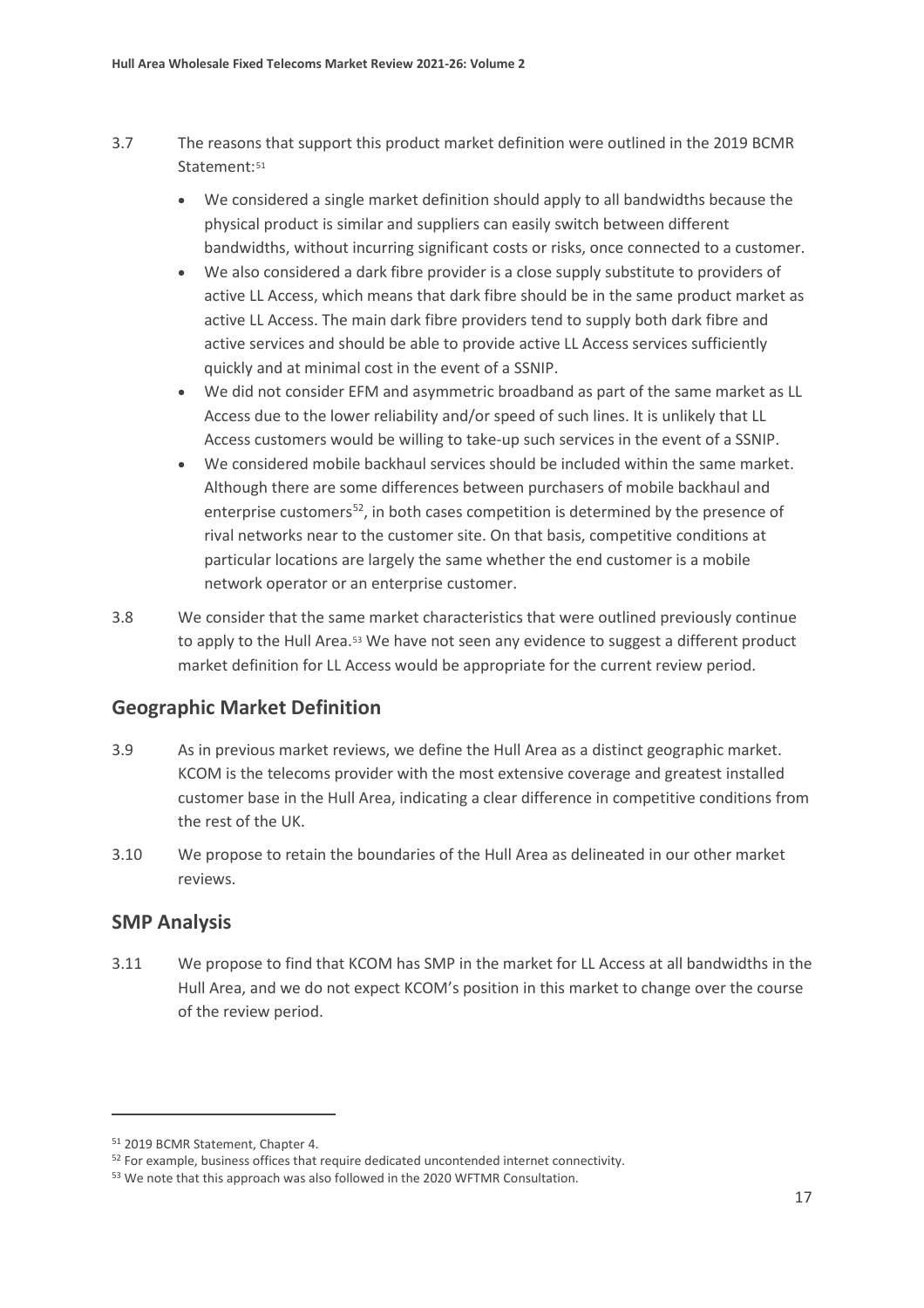3.7 The reasons that support this product market definition were outlined in the 2019 BCMR Statement:[51]

- We considered a single market definition should apply to all bandwidths because the physical product is similar and suppliers can easily switch between different bandwidths, without incurring significant costs or risks, once connected to a customer.
- We also considered a dark fibre provider is a close supply substitute to providers of active LL Access, which means that dark fibre should be in the same product market as active LL Access. The main dark fibre providers tend to supply both dark fibre and active services and should be able to provide active LL Access services sufficiently quickly and at minimal cost in the event of a SSNIP.
- We did not consider EFM and asymmetric broadband as part of the same market as LL Access due to the lower reliability and/or speed of such lines. It is unlikely that LL Access customers would be willing to take-up such services in the event of a SSNIP.
- We considered mobile backhaul services should be included within the same market. Although there are some differences between purchasers of mobile backhaul and enterprise customers[52], in both cases competition is determined by the presence of rival networks near to the customer site. On that basis, competitive conditions at particular locations are largely the same whether the end customer is a mobile network operator or an enterprise customer.

3.8 We consider that the same market characteristics that were outlined previously continue to apply to the Hull Area.[53] We have not seen any evidence to suggest a different product market definition for LL Access would be appropriate for the current review period.

## Geographic Market Definition

3.9 As in previous market reviews, we define the Hull Area as a distinct geographic market. KCOM is the telecoms provider with the most extensive coverage and greatest installed customer base in the Hull Area, indicating a clear difference in competitive conditions from the rest of the UK.

3.10 We propose to retain the boundaries of the Hull Area as delineated in our other market reviews.

## SMP Analysis

3.11 We propose to find that KCOM has SMP in the market for LL Access at all bandwidths in the Hull Area, and we do not expect KCOM's position in this market to change over the course of the review period.

---

[51] 2019 BCMR Statement, Chapter 4.

[52] For example, business offices that require dedicated uncontended internet connectivity.

[53] We note that this approach was also followed in the 2020 WFTMR Consultation.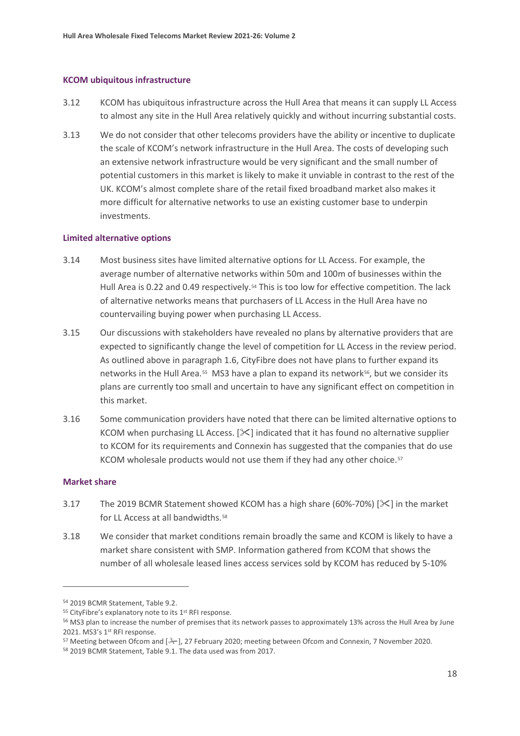### KCOM ubiquitous infrastructure

3.12 KCOM has ubiquitous infrastructure across the Hull Area that means it can supply LL Access to almost any site in the Hull Area relatively quickly and without incurring substantial costs.

3.13 We do not consider that other telecoms providers have the ability or incentive to duplicate the scale of KCOM's network infrastructure in the Hull Area. The costs of developing such an extensive network infrastructure would be very significant and the small number of potential customers in this market is likely to make it unviable in contrast to the rest of the UK. KCOM's almost complete share of the retail fixed broadband market also makes it more difficult for alternative networks to use an existing customer base to underpin investments.

### Limited alternative options

3.14 Most business sites have limited alternative options for LL Access. For example, the average number of alternative networks within 50m and 100m of businesses within the Hull Area is 0.22 and 0.49 respectively.[54] This is too low for effective competition. The lack of alternative networks means that purchasers of LL Access in the Hull Area have no countervailing buying power when purchasing LL Access.

3.15 Our discussions with stakeholders have revealed no plans by alternative providers that are expected to significantly change the level of competition for LL Access in the review period. As outlined above in paragraph 1.6, CityFibre does not have plans to further expand its networks in the Hull Area.[55] MS3 have a plan to expand its network[56], but we consider its plans are currently too small and uncertain to have any significant effect on competition in this market.

3.16 Some communication providers have noted that there can be limited alternative options to KCOM when purchasing LL Access. [✂] indicated that it has found no alternative supplier to KCOM for its requirements and Connexin has suggested that the companies that do use KCOM wholesale products would not use them if they had any other choice.[57]

### Market share

3.17 The 2019 BCMR Statement showed KCOM has a high share (60%-70%) [✂] in the market for LL Access at all bandwidths.[58]

3.18 We consider that market conditions remain broadly the same and KCOM is likely to have a market share consistent with SMP. Information gathered from KCOM that shows the number of all wholesale leased lines access services sold by KCOM has reduced by 5-10%

---

[54] 2019 BCMR Statement, Table 9.2.

[55] CityFibre's explanatory note to its 1st RFI response.

[56] MS3 plan to increase the number of premises that its network passes to approximately 13% across the Hull Area by June 2021. MS3's 1st RFI response.

[57] Meeting between Ofcom and [✂], 27 February 2020; meeting between Ofcom and Connexin, 7 November 2020.

[58] 2019 BCMR Statement, Table 9.1. The data used was from 2017.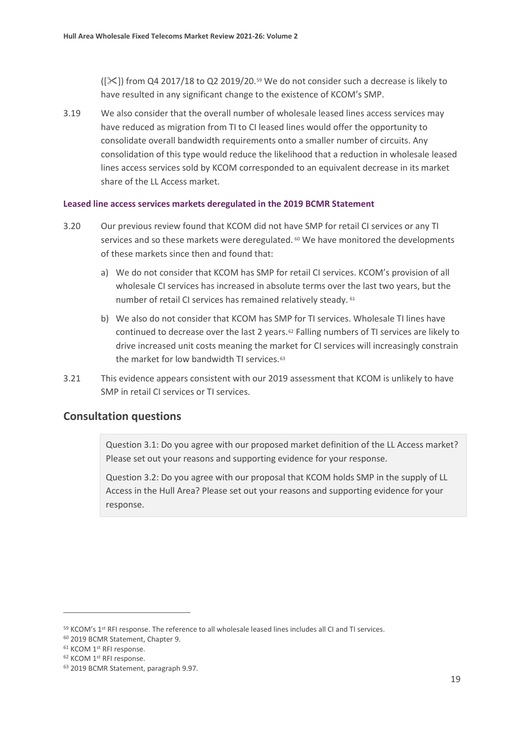([✂]) from Q4 2017/18 to Q2 2019/20.[59] We do not consider such a decrease is likely to have resulted in any significant change to the existence of KCOM's SMP.

3.19 We also consider that the overall number of wholesale leased lines access services may have reduced as migration from TI to CI leased lines would offer the opportunity to consolidate overall bandwidth requirements onto a smaller number of circuits. Any consolidation of this type would reduce the likelihood that a reduction in wholesale leased lines access services sold by KCOM corresponded to an equivalent decrease in its market share of the LL Access market.

### Leased line access services markets deregulated in the 2019 BCMR Statement

3.20 Our previous review found that KCOM did not have SMP for retail CI services or any TI services and so these markets were deregulated.[60] We have monitored the developments of these markets since then and found that:

a) We do not consider that KCOM has SMP for retail CI services. KCOM's provision of all wholesale CI services has increased in absolute terms over the last two years, but the number of retail CI services has remained relatively steady.[61]

b) We also do not consider that KCOM has SMP for TI services. Wholesale TI lines have continued to decrease over the last 2 years.[62] Falling numbers of TI services are likely to drive increased unit costs meaning the market for CI services will increasingly constrain the market for low bandwidth TI services.[63]

3.21 This evidence appears consistent with our 2019 assessment that KCOM is unlikely to have SMP in retail CI services or TI services.

## Consultation questions

Question 3.1: Do you agree with our proposed market definition of the LL Access market? Please set out your reasons and supporting evidence for your response.

Question 3.2: Do you agree with our proposal that KCOM holds SMP in the supply of LL Access in the Hull Area? Please set out your reasons and supporting evidence for your response.

---

[59] KCOM's 1st RFI response. The reference to all wholesale leased lines includes all CI and TI services.

[60] 2019 BCMR Statement, Chapter 9.

[61] KCOM 1st RFI response.

[62] KCOM 1st RFI response.

[63] 2019 BCMR Statement, paragraph 9.97.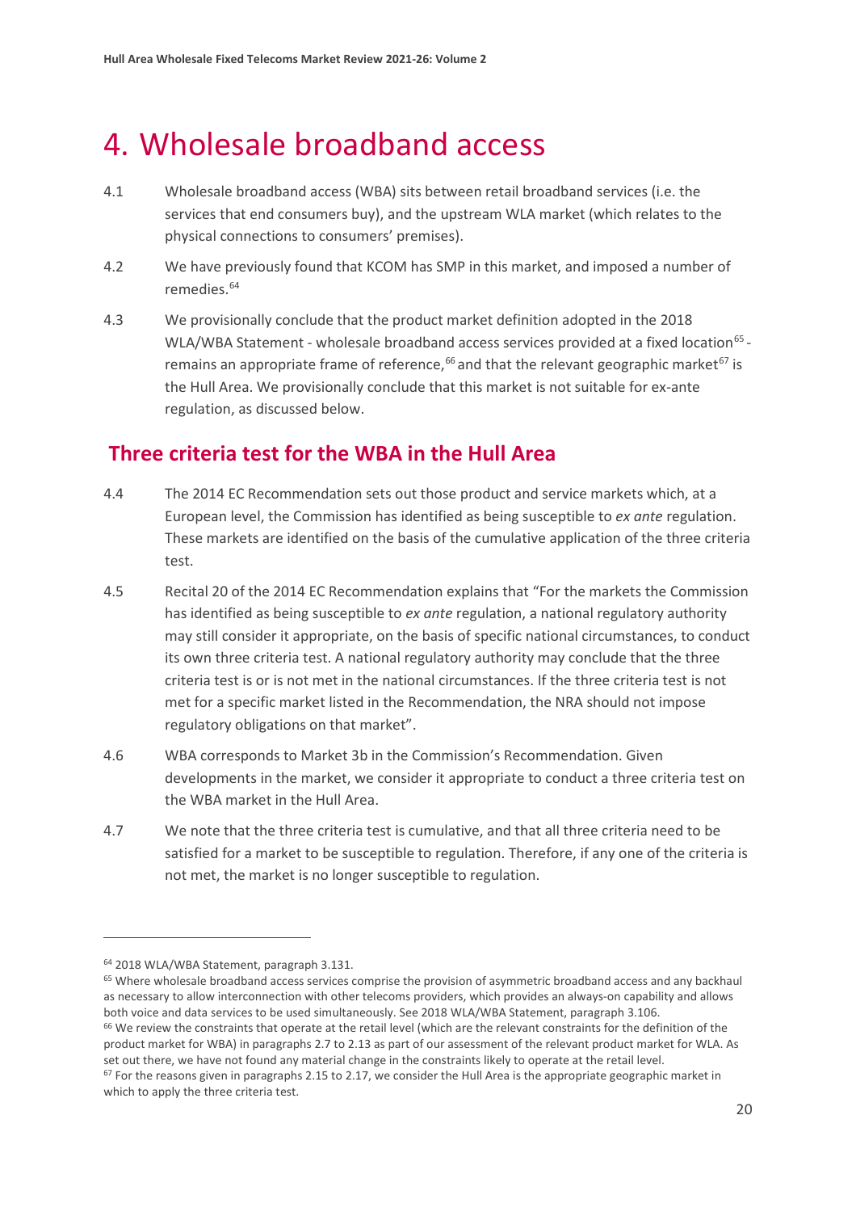# 4. Wholesale broadband access

4.1 Wholesale broadband access (WBA) sits between retail broadband services (i.e. the services that end consumers buy), and the upstream WLA market (which relates to the physical connections to consumers' premises).

4.2 We have previously found that KCOM has SMP in this market, and imposed a number of remedies.[64]

4.3 We provisionally conclude that the product market definition adopted in the 2018 WLA/WBA Statement - wholesale broadband access services provided at a fixed location[65] - remains an appropriate frame of reference,[66] and that the relevant geographic market[67] is the Hull Area. We provisionally conclude that this market is not suitable for ex-ante regulation, as discussed below.

## Three criteria test for the WBA in the Hull Area

4.4 The 2014 EC Recommendation sets out those product and service markets which, at a European level, the Commission has identified as being susceptible to *ex ante* regulation. These markets are identified on the basis of the cumulative application of the three criteria test.

4.5 Recital 20 of the 2014 EC Recommendation explains that "For the markets the Commission has identified as being susceptible to *ex ante* regulation, a national regulatory authority may still consider it appropriate, on the basis of specific national circumstances, to conduct its own three criteria test. A national regulatory authority may conclude that the three criteria test is or is not met in the national circumstances. If the three criteria test is not met for a specific market listed in the Recommendation, the NRA should not impose regulatory obligations on that market".

4.6 WBA corresponds to Market 3b in the Commission's Recommendation. Given developments in the market, we consider it appropriate to conduct a three criteria test on the WBA market in the Hull Area.

4.7 We note that the three criteria test is cumulative, and that all three criteria need to be satisfied for a market to be susceptible to regulation. Therefore, if any one of the criteria is not met, the market is no longer susceptible to regulation.

---

[64] 2018 WLA/WBA Statement, paragraph 3.131.

[65] Where wholesale broadband access services comprise the provision of asymmetric broadband access and any backhaul as necessary to allow interconnection with other telecoms providers, which provides an always-on capability and allows both voice and data services to be used simultaneously. See 2018 WLA/WBA Statement, paragraph 3.106.

[66] We review the constraints that operate at the retail level (which are the relevant constraints for the definition of the product market for WBA) in paragraphs 2.7 to 2.13 as part of our assessment of the relevant product market for WLA. As set out there, we have not found any material change in the constraints likely to operate at the retail level.

[67] For the reasons given in paragraphs 2.15 to 2.17, we consider the Hull Area is the appropriate geographic market in which to apply the three criteria test.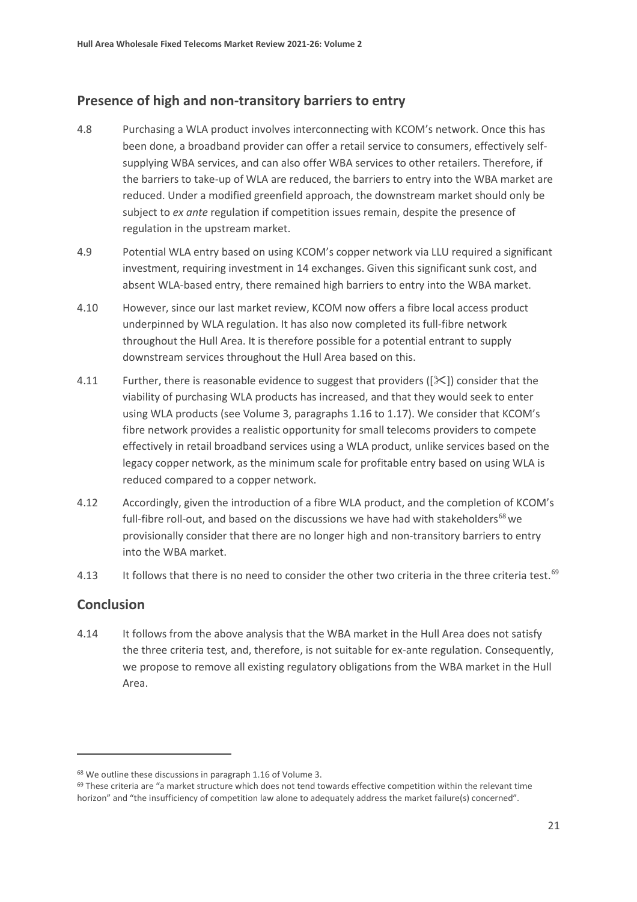## Presence of high and non-transitory barriers to entry

4.8 Purchasing a WLA product involves interconnecting with KCOM's network. Once this has been done, a broadband provider can offer a retail service to consumers, effectively self-supplying WBA services, and can also offer WBA services to other retailers. Therefore, if the barriers to take-up of WLA are reduced, the barriers to entry into the WBA market are reduced. Under a modified greenfield approach, the downstream market should only be subject to *ex ante* regulation if competition issues remain, despite the presence of regulation in the upstream market.

4.9 Potential WLA entry based on using KCOM's copper network via LLU required a significant investment, requiring investment in 14 exchanges. Given this significant sunk cost, and absent WLA-based entry, there remained high barriers to entry into the WBA market.

4.10 However, since our last market review, KCOM now offers a fibre local access product underpinned by WLA regulation. It has also now completed its full-fibre network throughout the Hull Area. It is therefore possible for a potential entrant to supply downstream services throughout the Hull Area based on this.

4.11 Further, there is reasonable evidence to suggest that providers ([✂]) consider that the viability of purchasing WLA products has increased, and that they would seek to enter using WLA products (see Volume 3, paragraphs 1.16 to 1.17). We consider that KCOM's fibre network provides a realistic opportunity for small telecoms providers to compete effectively in retail broadband services using a WLA product, unlike services based on the legacy copper network, as the minimum scale for profitable entry based on using WLA is reduced compared to a copper network.

4.12 Accordingly, given the introduction of a fibre WLA product, and the completion of KCOM's full-fibre roll-out, and based on the discussions we have had with stakeholders[68] we provisionally consider that there are no longer high and non-transitory barriers to entry into the WBA market.

4.13 It follows that there is no need to consider the other two criteria in the three criteria test.[69]

## Conclusion

4.14 It follows from the above analysis that the WBA market in the Hull Area does not satisfy the three criteria test, and, therefore, is not suitable for ex-ante regulation. Consequently, we propose to remove all existing regulatory obligations from the WBA market in the Hull Area.

---

[68] We outline these discussions in paragraph 1.16 of Volume 3.

[69] These criteria are "a market structure which does not tend towards effective competition within the relevant time horizon" and "the insufficiency of competition law alone to adequately address the market failure(s) concerned".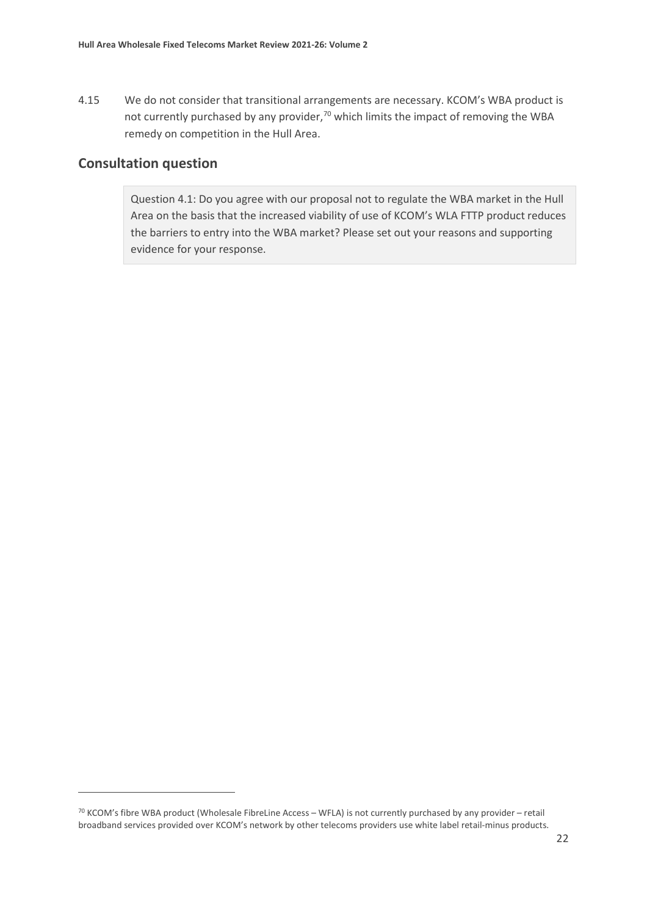4.15 We do not consider that transitional arrangements are necessary. KCOM's WBA product is not currently purchased by any provider,[70] which limits the impact of removing the WBA remedy on competition in the Hull Area.

## Consultation question

> Question 4.1: Do you agree with our proposal not to regulate the WBA market in the Hull Area on the basis that the increased viability of use of KCOM's WLA FTTP product reduces the barriers to entry into the WBA market? Please set out your reasons and supporting evidence for your response.

---

[70] KCOM's fibre WBA product (Wholesale FibreLine Access – WFLA) is not currently purchased by any provider – retail broadband services provided over KCOM's network by other telecoms providers use white label retail-minus products.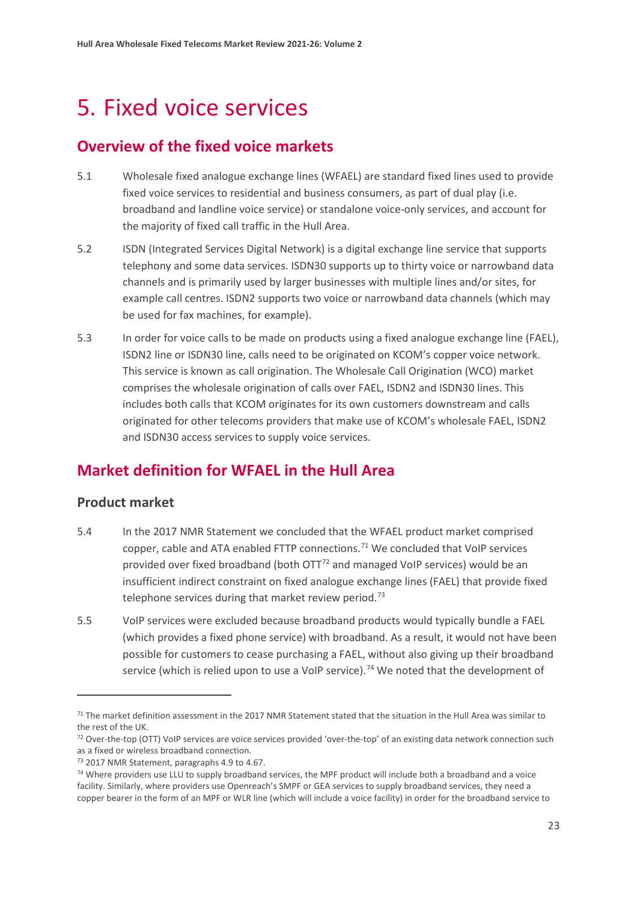# 5. Fixed voice services

## Overview of the fixed voice markets

5.1 Wholesale fixed analogue exchange lines (WFAEL) are standard fixed lines used to provide fixed voice services to residential and business consumers, as part of dual play (i.e. broadband and landline voice service) or standalone voice-only services, and account for the majority of fixed call traffic in the Hull Area.

5.2 ISDN (Integrated Services Digital Network) is a digital exchange line service that supports telephony and some data services. ISDN30 supports up to thirty voice or narrowband data channels and is primarily used by larger businesses with multiple lines and/or sites, for example call centres. ISDN2 supports two voice or narrowband data channels (which may be used for fax machines, for example).

5.3 In order for voice calls to be made on products using a fixed analogue exchange line (FAEL), ISDN2 line or ISDN30 line, calls need to be originated on KCOM's copper voice network. This service is known as call origination. The Wholesale Call Origination (WCO) market comprises the wholesale origination of calls over FAEL, ISDN2 and ISDN30 lines. This includes both calls that KCOM originates for its own customers downstream and calls originated for other telecoms providers that make use of KCOM's wholesale FAEL, ISDN2 and ISDN30 access services to supply voice services.

## Market definition for WFAEL in the Hull Area

### Product market

5.4 In the 2017 NMR Statement we concluded that the WFAEL product market comprised copper, cable and ATA enabled FTTP connections.[71] We concluded that VoIP services provided over fixed broadband (both OTT[72] and managed VoIP services) would be an insufficient indirect constraint on fixed analogue exchange lines (FAEL) that provide fixed telephone services during that market review period.[73]

5.5 VoIP services were excluded because broadband products would typically bundle a FAEL (which provides a fixed phone service) with broadband. As a result, it would not have been possible for customers to cease purchasing a FAEL, without also giving up their broadband service (which is relied upon to use a VoIP service).[74] We noted that the development of

---

[71] The market definition assessment in the 2017 NMR Statement stated that the situation in the Hull Area was similar to the rest of the UK.

[72] Over-the-top (OTT) VoIP services are voice services provided 'over-the-top' of an existing data network connection such as a fixed or wireless broadband connection.

[73] 2017 NMR Statement, paragraphs 4.9 to 4.67.

[74] Where providers use LLU to supply broadband services, the MPF product will include both a broadband and a voice facility. Similarly, where providers use Openreach's SMPF or GEA services to supply broadband services, they need a copper bearer in the form of an MPF or WLR line (which will include a voice facility) in order for the broadband service to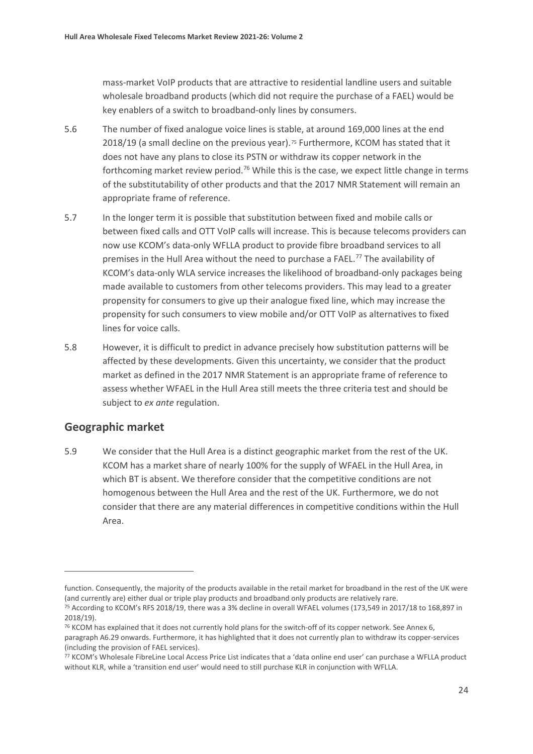mass-market VoIP products that are attractive to residential landline users and suitable wholesale broadband products (which did not require the purchase of a FAEL) would be key enablers of a switch to broadband-only lines by consumers.

5.6 The number of fixed analogue voice lines is stable, at around 169,000 lines at the end 2018/19 (a small decline on the previous year).[75] Furthermore, KCOM has stated that it does not have any plans to close its PSTN or withdraw its copper network in the forthcoming market review period.[76] While this is the case, we expect little change in terms of the substitutability of other products and that the 2017 NMR Statement will remain an appropriate frame of reference.

5.7 In the longer term it is possible that substitution between fixed and mobile calls or between fixed calls and OTT VoIP calls will increase. This is because telecoms providers can now use KCOM's data-only WFLLA product to provide fibre broadband services to all premises in the Hull Area without the need to purchase a FAEL.[77] The availability of KCOM's data-only WLA service increases the likelihood of broadband-only packages being made available to customers from other telecoms providers. This may lead to a greater propensity for consumers to give up their analogue fixed line, which may increase the propensity for such consumers to view mobile and/or OTT VoIP as alternatives to fixed lines for voice calls.

5.8 However, it is difficult to predict in advance precisely how substitution patterns will be affected by these developments. Given this uncertainty, we consider that the product market as defined in the 2017 NMR Statement is an appropriate frame of reference to assess whether WFAEL in the Hull Area still meets the three criteria test and should be subject to *ex ante* regulation.

## Geographic market

5.9 We consider that the Hull Area is a distinct geographic market from the rest of the UK. KCOM has a market share of nearly 100% for the supply of WFAEL in the Hull Area, in which BT is absent. We therefore consider that the competitive conditions are not homogenous between the Hull Area and the rest of the UK. Furthermore, we do not consider that there are any material differences in competitive conditions within the Hull Area.

---

function. Consequently, the majority of the products available in the retail market for broadband in the rest of the UK were (and currently are) either dual or triple play products and broadband only products are relatively rare.

[75] According to KCOM's RFS 2018/19, there was a 3% decline in overall WFAEL volumes (173,549 in 2017/18 to 168,897 in 2018/19).

[76] KCOM has explained that it does not currently hold plans for the switch-off of its copper network. See Annex 6, paragraph A6.29 onwards. Furthermore, it has highlighted that it does not currently plan to withdraw its copper-services (including the provision of FAEL services).

[77] KCOM's Wholesale FibreLine Local Access Price List indicates that a 'data online end user' can purchase a WFLLA product without KLR, while a 'transition end user' would need to still purchase KLR in conjunction with WFLLA.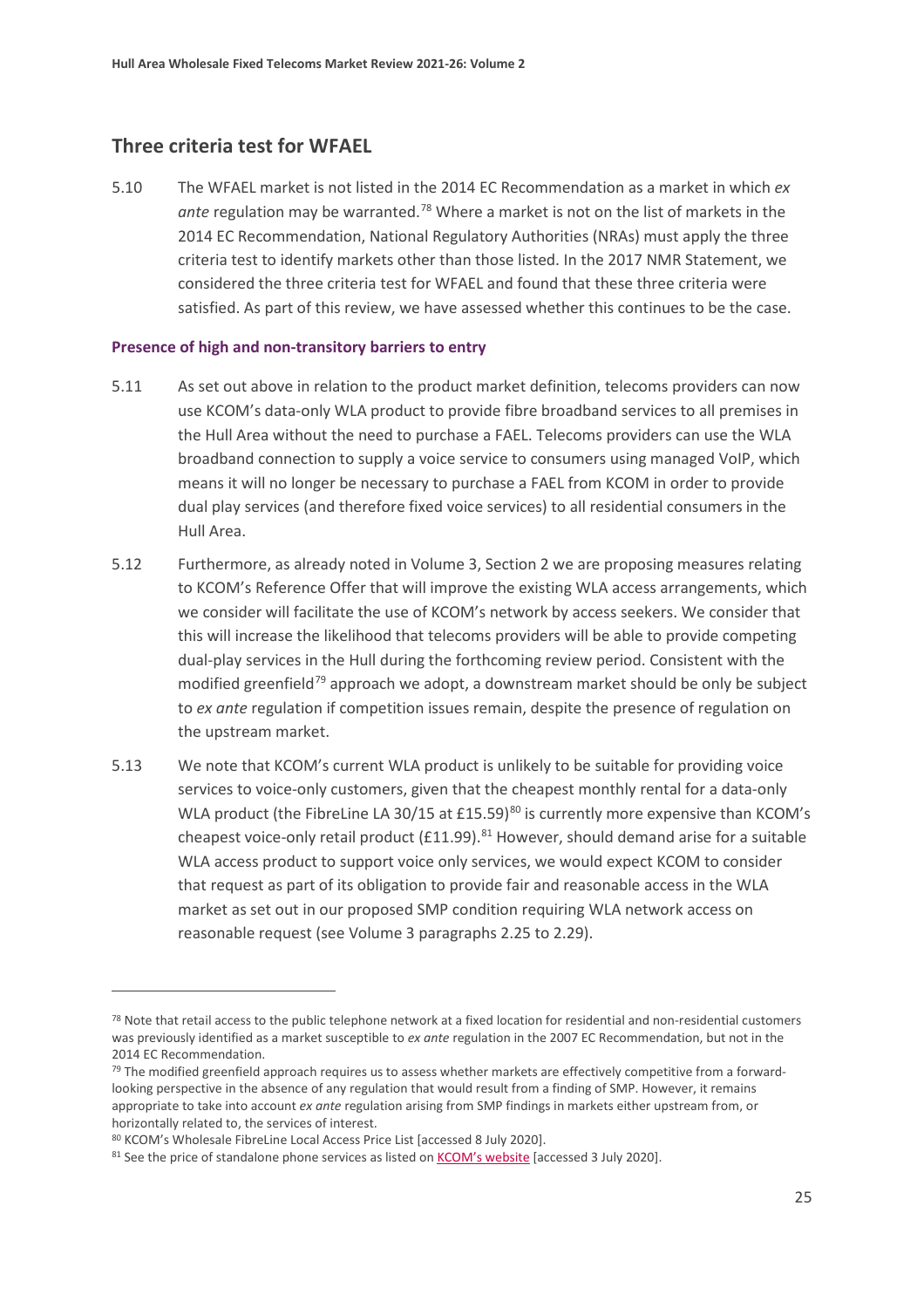## Three criteria test for WFAEL

5.10 The WFAEL market is not listed in the 2014 EC Recommendation as a market in which *ex ante* regulation may be warranted.[78] Where a market is not on the list of markets in the 2014 EC Recommendation, National Regulatory Authorities (NRAs) must apply the three criteria test to identify markets other than those listed. In the 2017 NMR Statement, we considered the three criteria test for WFAEL and found that these three criteria were satisfied. As part of this review, we have assessed whether this continues to be the case.

#### Presence of high and non-transitory barriers to entry

5.11 As set out above in relation to the product market definition, telecoms providers can now use KCOM's data-only WLA product to provide fibre broadband services to all premises in the Hull Area without the need to purchase a FAEL. Telecoms providers can use the WLA broadband connection to supply a voice service to consumers using managed VoIP, which means it will no longer be necessary to purchase a FAEL from KCOM in order to provide dual play services (and therefore fixed voice services) to all residential consumers in the Hull Area.

5.12 Furthermore, as already noted in Volume 3, Section 2 we are proposing measures relating to KCOM's Reference Offer that will improve the existing WLA access arrangements, which we consider will facilitate the use of KCOM's network by access seekers. We consider that this will increase the likelihood that telecoms providers will be able to provide competing dual-play services in the Hull during the forthcoming review period. Consistent with the modified greenfield[79] approach we adopt, a downstream market should be only be subject to *ex ante* regulation if competition issues remain, despite the presence of regulation on the upstream market.

5.13 We note that KCOM's current WLA product is unlikely to be suitable for providing voice services to voice-only customers, given that the cheapest monthly rental for a data-only WLA product (the FibreLine LA 30/15 at £15.59)[80] is currently more expensive than KCOM's cheapest voice-only retail product (£11.99).[81] However, should demand arise for a suitable WLA access product to support voice only services, we would expect KCOM to consider that request as part of its obligation to provide fair and reasonable access in the WLA market as set out in our proposed SMP condition requiring WLA network access on reasonable request (see Volume 3 paragraphs 2.25 to 2.29).

---

[78] Note that retail access to the public telephone network at a fixed location for residential and non-residential customers was previously identified as a market susceptible to *ex ante* regulation in the 2007 EC Recommendation, but not in the 2014 EC Recommendation.

[79] The modified greenfield approach requires us to assess whether markets are effectively competitive from a forward-looking perspective in the absence of any regulation that would result from a finding of SMP. However, it remains appropriate to take into account *ex ante* regulation arising from SMP findings in markets either upstream from, or horizontally related to, the services of interest.

[80] KCOM's Wholesale FibreLine Local Access Price List [accessed 8 July 2020].

[81] See the price of standalone phone services as listed on KCOM's website [accessed 3 July 2020].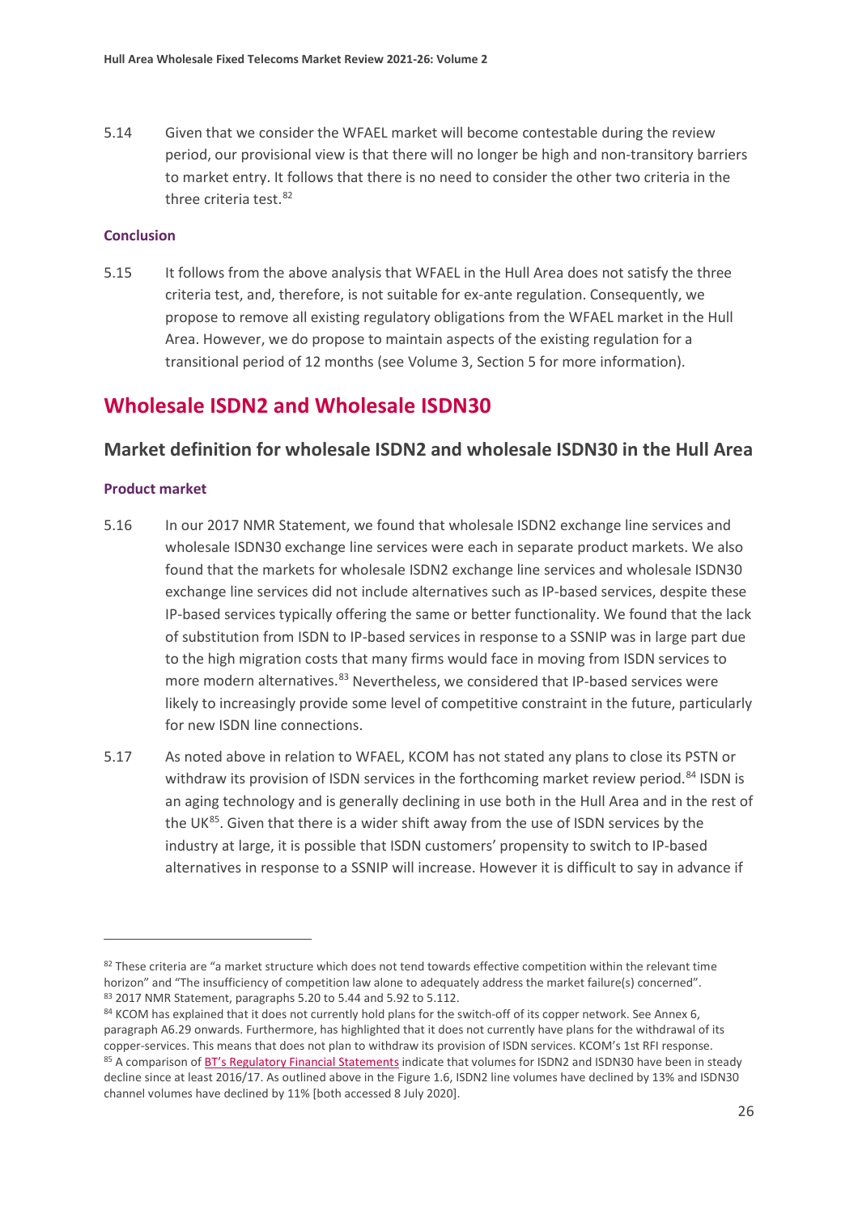5.14 Given that we consider the WFAEL market will become contestable during the review period, our provisional view is that there will no longer be high and non-transitory barriers to market entry. It follows that there is no need to consider the other two criteria in the three criteria test.[82]

### Conclusion

5.15 It follows from the above analysis that WFAEL in the Hull Area does not satisfy the three criteria test, and, therefore, is not suitable for ex-ante regulation. Consequently, we propose to remove all existing regulatory obligations from the WFAEL market in the Hull Area. However, we do propose to maintain aspects of the existing regulation for a transitional period of 12 months (see Volume 3, Section 5 for more information).

# Wholesale ISDN2 and Wholesale ISDN30

## Market definition for wholesale ISDN2 and wholesale ISDN30 in the Hull Area

### Product market

5.16 In our 2017 NMR Statement, we found that wholesale ISDN2 exchange line services and wholesale ISDN30 exchange line services were each in separate product markets. We also found that the markets for wholesale ISDN2 exchange line services and wholesale ISDN30 exchange line services did not include alternatives such as IP-based services, despite these IP-based services typically offering the same or better functionality. We found that the lack of substitution from ISDN to IP-based services in response to a SSNIP was in large part due to the high migration costs that many firms would face in moving from ISDN services to more modern alternatives.[83] Nevertheless, we considered that IP-based services were likely to increasingly provide some level of competitive constraint in the future, particularly for new ISDN line connections.

5.17 As noted above in relation to WFAEL, KCOM has not stated any plans to close its PSTN or withdraw its provision of ISDN services in the forthcoming market review period.[84] ISDN is an aging technology and is generally declining in use both in the Hull Area and in the rest of the UK[85]. Given that there is a wider shift away from the use of ISDN services by the industry at large, it is possible that ISDN customers' propensity to switch to IP-based alternatives in response to a SSNIP will increase. However it is difficult to say in advance if

---

[82] These criteria are "a market structure which does not tend towards effective competition within the relevant time horizon" and "The insufficiency of competition law alone to adequately address the market failure(s) concerned".

[83] 2017 NMR Statement, paragraphs 5.20 to 5.44 and 5.92 to 5.112.

[84] KCOM has explained that it does not currently hold plans for the switch-off of its copper network. See Annex 6, paragraph A6.29 onwards. Furthermore, has highlighted that it does not currently have plans for the withdrawal of its copper-services. This means that does not plan to withdraw its provision of ISDN services. KCOM's 1st RFI response.

[85] A comparison of BT's Regulatory Financial Statements indicate that volumes for ISDN2 and ISDN30 have been in steady decline since at least 2016/17. As outlined above in the Figure 1.6, ISDN2 line volumes have declined by 13% and ISDN30 channel volumes have declined by 11% [both accessed 8 July 2020].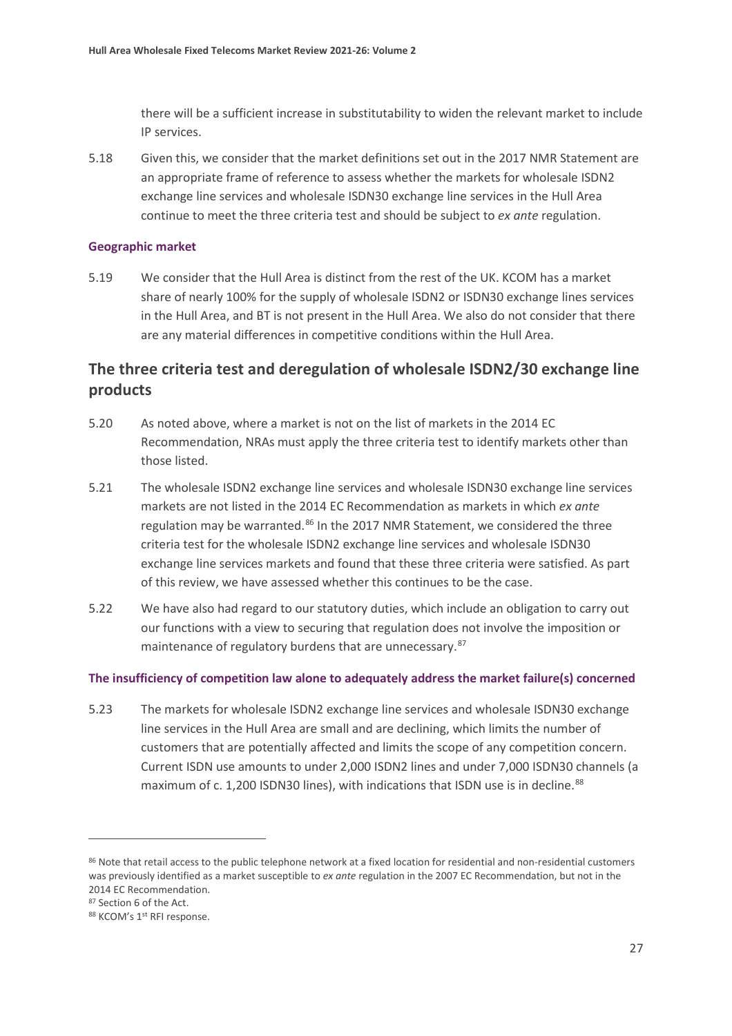there will be a sufficient increase in substitutability to widen the relevant market to include IP services.

5.18 Given this, we consider that the market definitions set out in the 2017 NMR Statement are an appropriate frame of reference to assess whether the markets for wholesale ISDN2 exchange line services and wholesale ISDN30 exchange line services in the Hull Area continue to meet the three criteria test and should be subject to *ex ante* regulation.

### Geographic market

5.19 We consider that the Hull Area is distinct from the rest of the UK. KCOM has a market share of nearly 100% for the supply of wholesale ISDN2 or ISDN30 exchange lines services in the Hull Area, and BT is not present in the Hull Area. We also do not consider that there are any material differences in competitive conditions within the Hull Area.

## The three criteria test and deregulation of wholesale ISDN2/30 exchange line products

5.20 As noted above, where a market is not on the list of markets in the 2014 EC Recommendation, NRAs must apply the three criteria test to identify markets other than those listed.

5.21 The wholesale ISDN2 exchange line services and wholesale ISDN30 exchange line services markets are not listed in the 2014 EC Recommendation as markets in which *ex ante* regulation may be warranted.[86] In the 2017 NMR Statement, we considered the three criteria test for the wholesale ISDN2 exchange line services and wholesale ISDN30 exchange line services markets and found that these three criteria were satisfied. As part of this review, we have assessed whether this continues to be the case.

5.22 We have also had regard to our statutory duties, which include an obligation to carry out our functions with a view to securing that regulation does not involve the imposition or maintenance of regulatory burdens that are unnecessary.[87]

### The insufficiency of competition law alone to adequately address the market failure(s) concerned

5.23 The markets for wholesale ISDN2 exchange line services and wholesale ISDN30 exchange line services in the Hull Area are small and are declining, which limits the number of customers that are potentially affected and limits the scope of any competition concern. Current ISDN use amounts to under 2,000 ISDN2 lines and under 7,000 ISDN30 channels (a maximum of c. 1,200 ISDN30 lines), with indications that ISDN use is in decline.[88]

---

[86] Note that retail access to the public telephone network at a fixed location for residential and non-residential customers was previously identified as a market susceptible to *ex ante* regulation in the 2007 EC Recommendation, but not in the 2014 EC Recommendation.

[87] Section 6 of the Act.

[88] KCOM's 1st RFI response.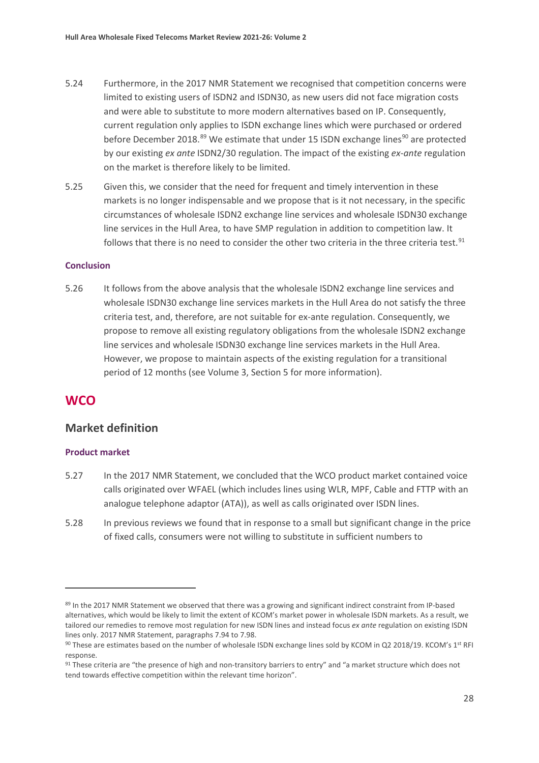5.24 Furthermore, in the 2017 NMR Statement we recognised that competition concerns were limited to existing users of ISDN2 and ISDN30, as new users did not face migration costs and were able to substitute to more modern alternatives based on IP. Consequently, current regulation only applies to ISDN exchange lines which were purchased or ordered before December 2018.[89] We estimate that under 15 ISDN exchange lines[90] are protected by our existing *ex ante* ISDN2/30 regulation. The impact of the existing *ex-ante* regulation on the market is therefore likely to be limited.

5.25 Given this, we consider that the need for frequent and timely intervention in these markets is no longer indispensable and we propose that is it not necessary, in the specific circumstances of wholesale ISDN2 exchange line services and wholesale ISDN30 exchange line services in the Hull Area, to have SMP regulation in addition to competition law. It follows that there is no need to consider the other two criteria in the three criteria test.[91]

#### Conclusion

5.26 It follows from the above analysis that the wholesale ISDN2 exchange line services and wholesale ISDN30 exchange line services markets in the Hull Area do not satisfy the three criteria test, and, therefore, are not suitable for ex-ante regulation. Consequently, we propose to remove all existing regulatory obligations from the wholesale ISDN2 exchange line services and wholesale ISDN30 exchange line services markets in the Hull Area. However, we propose to maintain aspects of the existing regulation for a transitional period of 12 months (see Volume 3, Section 5 for more information).

## WCO

### Market definition

#### Product market

5.27 In the 2017 NMR Statement, we concluded that the WCO product market contained voice calls originated over WFAEL (which includes lines using WLR, MPF, Cable and FTTP with an analogue telephone adaptor (ATA)), as well as calls originated over ISDN lines.

5.28 In previous reviews we found that in response to a small but significant change in the price of fixed calls, consumers were not willing to substitute in sufficient numbers to

---

[89] In the 2017 NMR Statement we observed that there was a growing and significant indirect constraint from IP-based alternatives, which would be likely to limit the extent of KCOM's market power in wholesale ISDN markets. As a result, we tailored our remedies to remove most regulation for new ISDN lines and instead focus *ex ante* regulation on existing ISDN lines only. 2017 NMR Statement, paragraphs 7.94 to 7.98.

[90] These are estimates based on the number of wholesale ISDN exchange lines sold by KCOM in Q2 2018/19. KCOM's 1st RFI response.

[91] These criteria are "the presence of high and non-transitory barriers to entry" and "a market structure which does not tend towards effective competition within the relevant time horizon".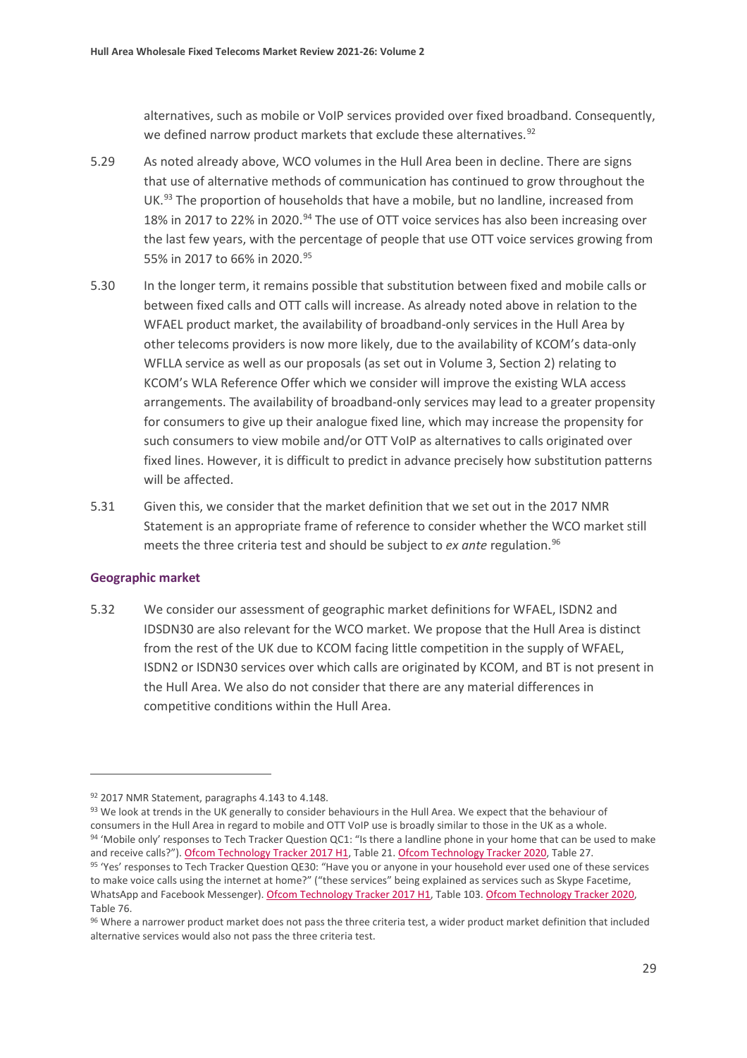alternatives, such as mobile or VoIP services provided over fixed broadband. Consequently, we defined narrow product markets that exclude these alternatives.[92]

5.29 As noted already above, WCO volumes in the Hull Area been in decline. There are signs that use of alternative methods of communication has continued to grow throughout the UK.[93] The proportion of households that have a mobile, but no landline, increased from 18% in 2017 to 22% in 2020.[94] The use of OTT voice services has also been increasing over the last few years, with the percentage of people that use OTT voice services growing from 55% in 2017 to 66% in 2020.[95]

5.30 In the longer term, it remains possible that substitution between fixed and mobile calls or between fixed calls and OTT calls will increase. As already noted above in relation to the WFAEL product market, the availability of broadband-only services in the Hull Area by other telecoms providers is now more likely, due to the availability of KCOM's data-only WFLLA service as well as our proposals (as set out in Volume 3, Section 2) relating to KCOM's WLA Reference Offer which we consider will improve the existing WLA access arrangements. The availability of broadband-only services may lead to a greater propensity for consumers to give up their analogue fixed line, which may increase the propensity for such consumers to view mobile and/or OTT VoIP as alternatives to calls originated over fixed lines. However, it is difficult to predict in advance precisely how substitution patterns will be affected.

5.31 Given this, we consider that the market definition that we set out in the 2017 NMR Statement is an appropriate frame of reference to consider whether the WCO market still meets the three criteria test and should be subject to *ex ante* regulation.[96]

### Geographic market

5.32 We consider our assessment of geographic market definitions for WFAEL, ISDN2 and IDSDN30 are also relevant for the WCO market. We propose that the Hull Area is distinct from the rest of the UK due to KCOM facing little competition in the supply of WFAEL, ISDN2 or ISDN30 services over which calls are originated by KCOM, and BT is not present in the Hull Area. We also do not consider that there are any material differences in competitive conditions within the Hull Area.

---

[92] 2017 NMR Statement, paragraphs 4.143 to 4.148.

[93] We look at trends in the UK generally to consider behaviours in the Hull Area. We expect that the behaviour of consumers in the Hull Area in regard to mobile and OTT VoIP use is broadly similar to those in the UK as a whole.

[94] 'Mobile only' responses to Tech Tracker Question QC1: "Is there a landline phone in your home that can be used to make and receive calls?"). Ofcom Technology Tracker 2017 H1, Table 21. Ofcom Technology Tracker 2020, Table 27.

[95] 'Yes' responses to Tech Tracker Question QE30: "Have you or anyone in your household ever used one of these services to make voice calls using the internet at home?" ("these services" being explained as services such as Skype Facetime, WhatsApp and Facebook Messenger). Ofcom Technology Tracker 2017 H1, Table 103. Ofcom Technology Tracker 2020, Table 76.

[96] Where a narrower product market does not pass the three criteria test, a wider product market definition that included alternative services would also not pass the three criteria test.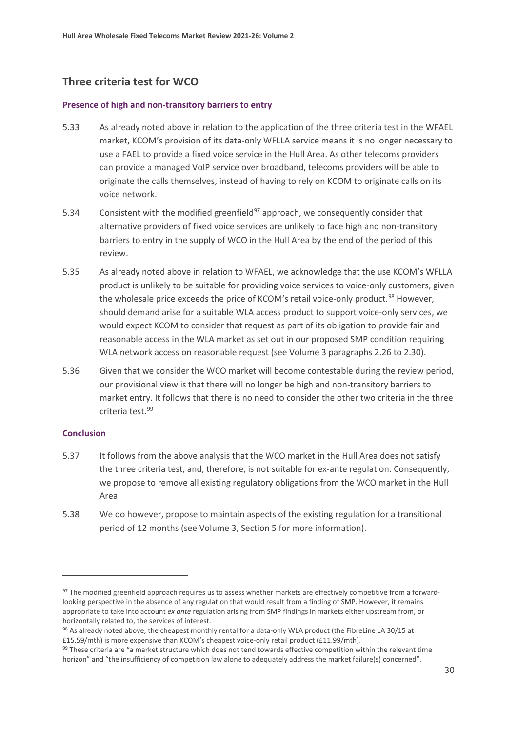## Three criteria test for WCO

### Presence of high and non-transitory barriers to entry

5.33 As already noted above in relation to the application of the three criteria test in the WFAEL market, KCOM's provision of its data-only WFLLA service means it is no longer necessary to use a FAEL to provide a fixed voice service in the Hull Area. As other telecoms providers can provide a managed VoIP service over broadband, telecoms providers will be able to originate the calls themselves, instead of having to rely on KCOM to originate calls on its voice network.

5.34 Consistent with the modified greenfield[97] approach, we consequently consider that alternative providers of fixed voice services are unlikely to face high and non-transitory barriers to entry in the supply of WCO in the Hull Area by the end of the period of this review.

5.35 As already noted above in relation to WFAEL, we acknowledge that the use KCOM's WFLLA product is unlikely to be suitable for providing voice services to voice-only customers, given the wholesale price exceeds the price of KCOM's retail voice-only product.[98] However, should demand arise for a suitable WLA access product to support voice-only services, we would expect KCOM to consider that request as part of its obligation to provide fair and reasonable access in the WLA market as set out in our proposed SMP condition requiring WLA network access on reasonable request (see Volume 3 paragraphs 2.26 to 2.30).

5.36 Given that we consider the WCO market will become contestable during the review period, our provisional view is that there will no longer be high and non-transitory barriers to market entry. It follows that there is no need to consider the other two criteria in the three criteria test.[99]

### Conclusion

5.37 It follows from the above analysis that the WCO market in the Hull Area does not satisfy the three criteria test, and, therefore, is not suitable for ex-ante regulation. Consequently, we propose to remove all existing regulatory obligations from the WCO market in the Hull Area.

5.38 We do however, propose to maintain aspects of the existing regulation for a transitional period of 12 months (see Volume 3, Section 5 for more information).

---

[97] The modified greenfield approach requires us to assess whether markets are effectively competitive from a forward-looking perspective in the absence of any regulation that would result from a finding of SMP. However, it remains appropriate to take into account *ex ante* regulation arising from SMP findings in markets either upstream from, or horizontally related to, the services of interest.

[98] As already noted above, the cheapest monthly rental for a data-only WLA product (the FibreLine LA 30/15 at £15.59/mth) is more expensive than KCOM's cheapest voice-only retail product (£11.99/mth).

[99] These criteria are "a market structure which does not tend towards effective competition within the relevant time horizon" and "the insufficiency of competition law alone to adequately address the market failure(s) concerned".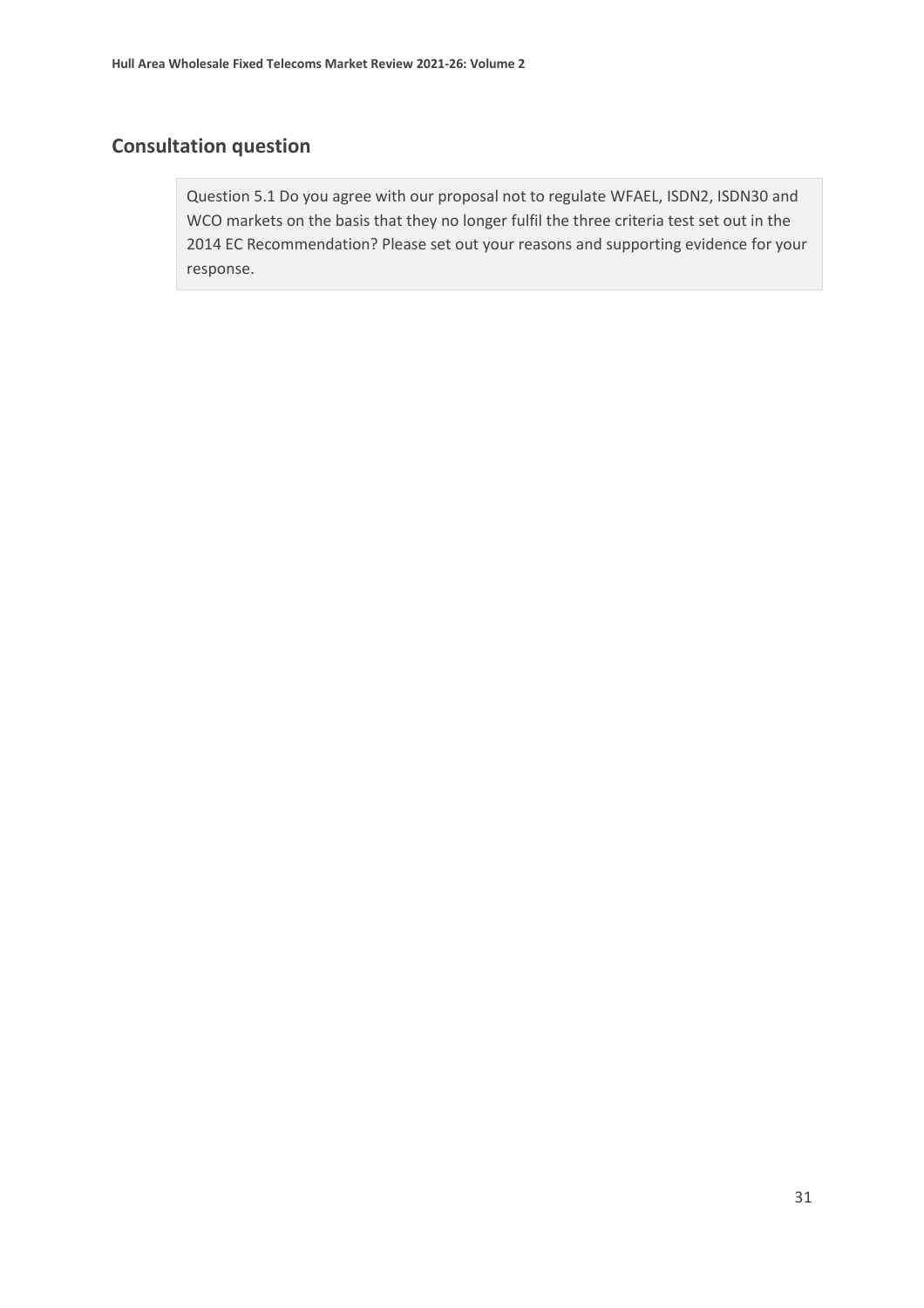## Consultation question

Question 5.1 Do you agree with our proposal not to regulate WFAEL, ISDN2, ISDN30 and WCO markets on the basis that they no longer fulfil the three criteria test set out in the 2014 EC Recommendation? Please set out your reasons and supporting evidence for your response.